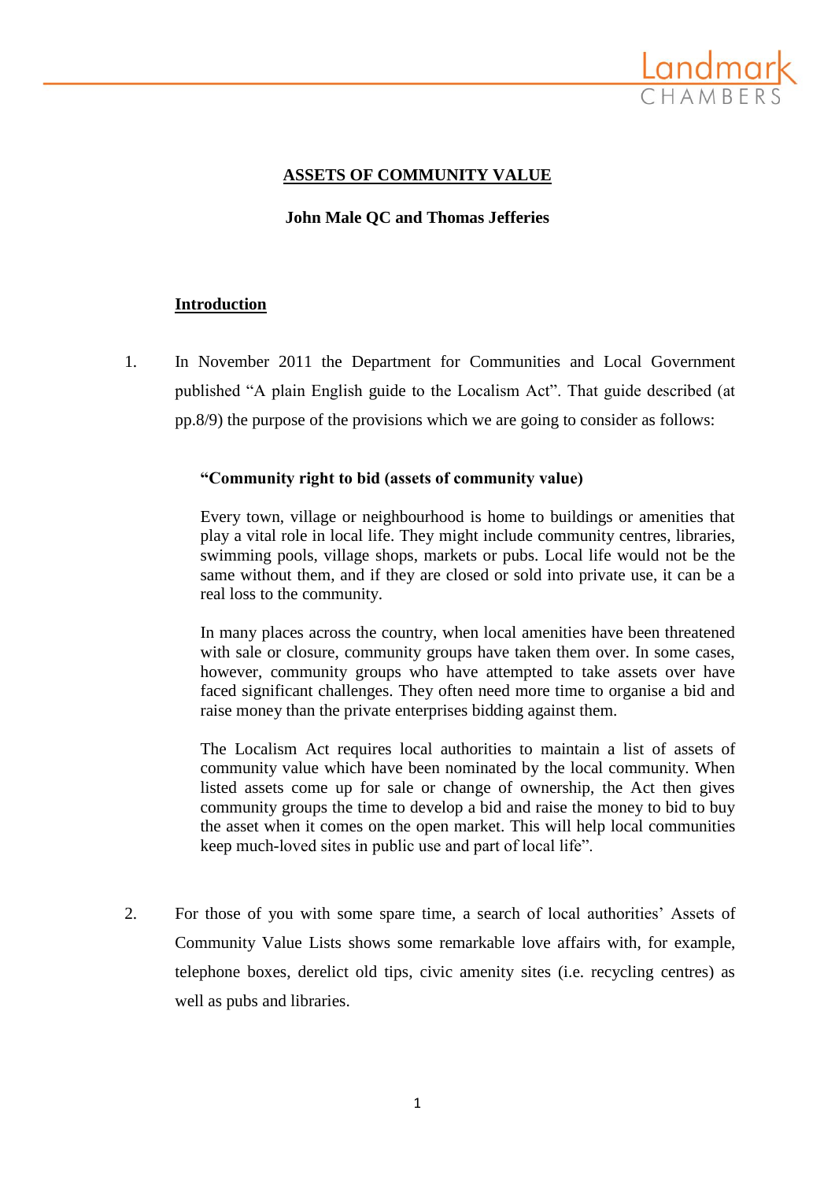# ASSETS OF COMMUNITY VALUE

**John Male QC and Thomas Jefferies**

## Introduction

1. In November 2011 the Department for Communities and Local Government published "A plain English guide to the Localism Act". That guide described (at pp.8/9) the purpose of the provisions which we are going to consider as follows:

   > **"Community right to bid (assets of community value)**
   >
   > Every town, village or neighbourhood is home to buildings or amenities that play a vital role in local life. They might include community centres, libraries, swimming pools, village shops, markets or pubs. Local life would not be the same without them, and if they are closed or sold into private use, it can be a real loss to the community.
   >
   > In many places across the country, when local amenities have been threatened with sale or closure, community groups have taken them over. In some cases, however, community groups who have attempted to take assets over have faced significant challenges. They often need more time to organise a bid and raise money than the private enterprises bidding against them.
   >
   > The Localism Act requires local authorities to maintain a list of assets of community value which have been nominated by the local community. When listed assets come up for sale or change of ownership, the Act then gives community groups the time to develop a bid and raise the money to bid to buy the asset when it comes on the open market. This will help local communities keep much-loved sites in public use and part of local life".

2. For those of you with some spare time, a search of local authorities' Assets of Community Value Lists shows some remarkable love affairs with, for example, telephone boxes, derelict old tips, civic amenity sites (i.e. recycling centres) as well as pubs and libraries.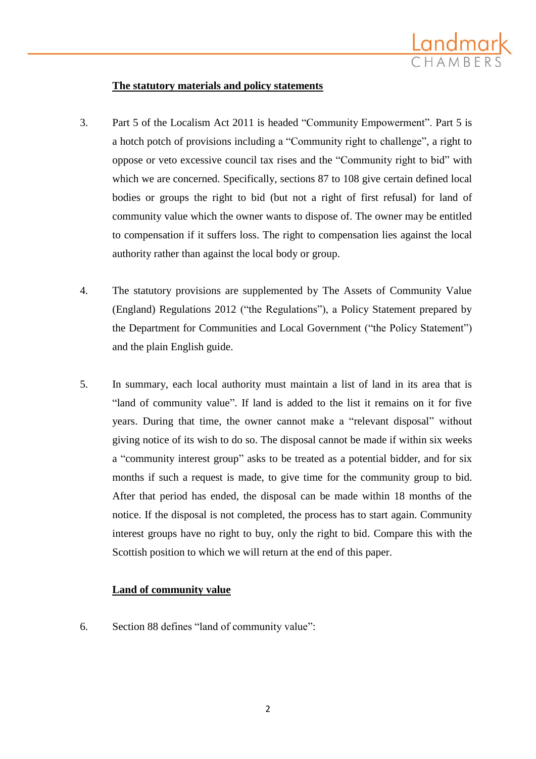**The statutory materials and policy statements**

3. Part 5 of the Localism Act 2011 is headed "Community Empowerment". Part 5 is a hotch potch of provisions including a "Community right to challenge", a right to oppose or veto excessive council tax rises and the "Community right to bid" with which we are concerned. Specifically, sections 87 to 108 give certain defined local bodies or groups the right to bid (but not a right of first refusal) for land of community value which the owner wants to dispose of. The owner may be entitled to compensation if it suffers loss. The right to compensation lies against the local authority rather than against the local body or group.

4. The statutory provisions are supplemented by The Assets of Community Value (England) Regulations 2012 ("the Regulations"), a Policy Statement prepared by the Department for Communities and Local Government ("the Policy Statement") and the plain English guide.

5. In summary, each local authority must maintain a list of land in its area that is "land of community value". If land is added to the list it remains on it for five years. During that time, the owner cannot make a "relevant disposal" without giving notice of its wish to do so. The disposal cannot be made if within six weeks a "community interest group" asks to be treated as a potential bidder, and for six months if such a request is made, to give time for the community group to bid. After that period has ended, the disposal can be made within 18 months of the notice. If the disposal is not completed, the process has to start again. Community interest groups have no right to buy, only the right to bid. Compare this with the Scottish position to which we will return at the end of this paper.

**Land of community value**

6. Section 88 defines "land of community value":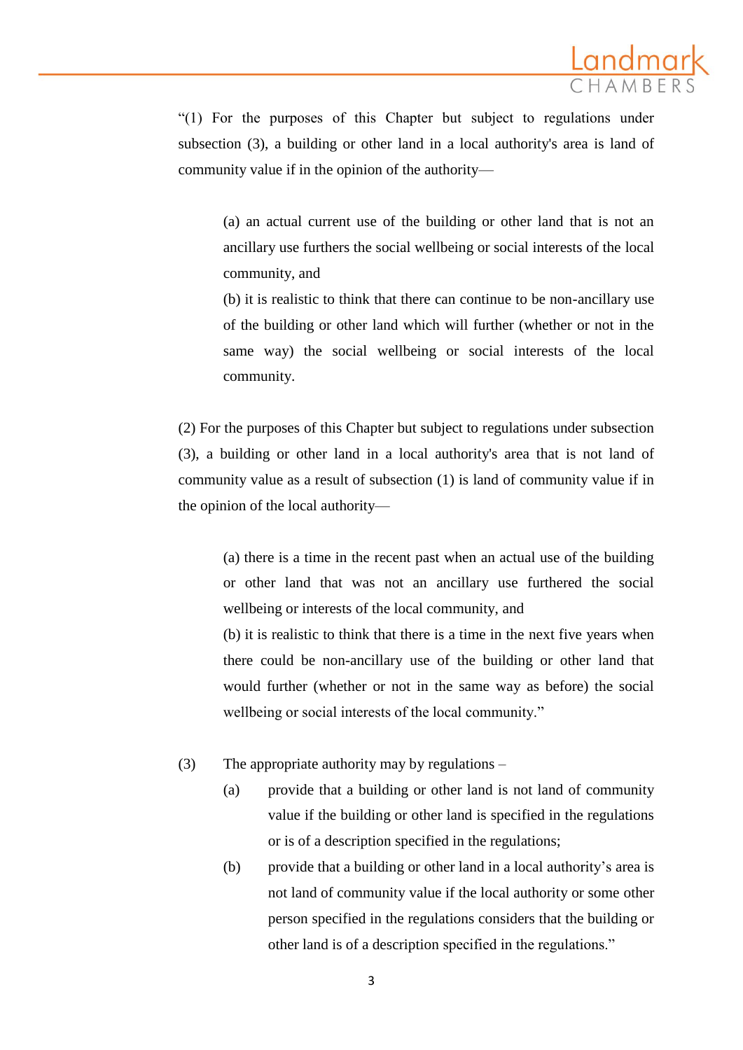"(1) For the purposes of this Chapter but subject to regulations under subsection (3), a building or other land in a local authority's area is land of community value if in the opinion of the authority—

> (a) an actual current use of the building or other land that is not an ancillary use furthers the social wellbeing or social interests of the local community, and
>
> (b) it is realistic to think that there can continue to be non-ancillary use of the building or other land which will further (whether or not in the same way) the social wellbeing or social interests of the local community.

(2) For the purposes of this Chapter but subject to regulations under subsection (3), a building or other land in a local authority's area that is not land of community value as a result of subsection (1) is land of community value if in the opinion of the local authority—

> (a) there is a time in the recent past when an actual use of the building or other land that was not an ancillary use furthered the social wellbeing or interests of the local community, and
>
> (b) it is realistic to think that there is a time in the next five years when there could be non-ancillary use of the building or other land that would further (whether or not in the same way as before) the social wellbeing or social interests of the local community."

(3) The appropriate authority may by regulations –

> (a) provide that a building or other land is not land of community value if the building or other land is specified in the regulations or is of a description specified in the regulations;
>
> (b) provide that a building or other land in a local authority's area is not land of community value if the local authority or some other person specified in the regulations considers that the building or other land is of a description specified in the regulations."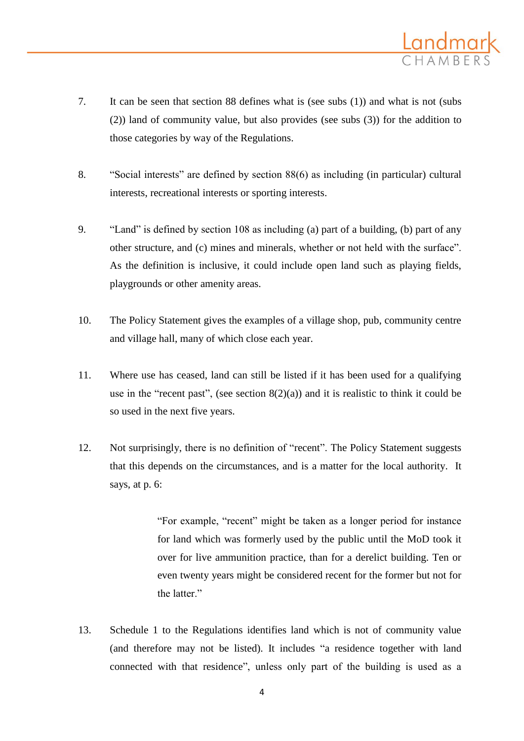7. It can be seen that section 88 defines what is (see subs (1)) and what is not (subs (2)) land of community value, but also provides (see subs (3)) for the addition to those categories by way of the Regulations.

8. "Social interests" are defined by section 88(6) as including (in particular) cultural interests, recreational interests or sporting interests.

9. "Land" is defined by section 108 as including (a) part of a building, (b) part of any other structure, and (c) mines and minerals, whether or not held with the surface". As the definition is inclusive, it could include open land such as playing fields, playgrounds or other amenity areas.

10. The Policy Statement gives the examples of a village shop, pub, community centre and village hall, many of which close each year.

11. Where use has ceased, land can still be listed if it has been used for a qualifying use in the "recent past", (see section 8(2)(a)) and it is realistic to think it could be so used in the next five years.

12. Not surprisingly, there is no definition of "recent". The Policy Statement suggests that this depends on the circumstances, and is a matter for the local authority. It says, at p. 6:

> "For example, "recent" might be taken as a longer period for instance for land which was formerly used by the public until the MoD took it over for live ammunition practice, than for a derelict building. Ten or even twenty years might be considered recent for the former but not for the latter."

13. Schedule 1 to the Regulations identifies land which is not of community value (and therefore may not be listed). It includes "a residence together with land connected with that residence", unless only part of the building is used as a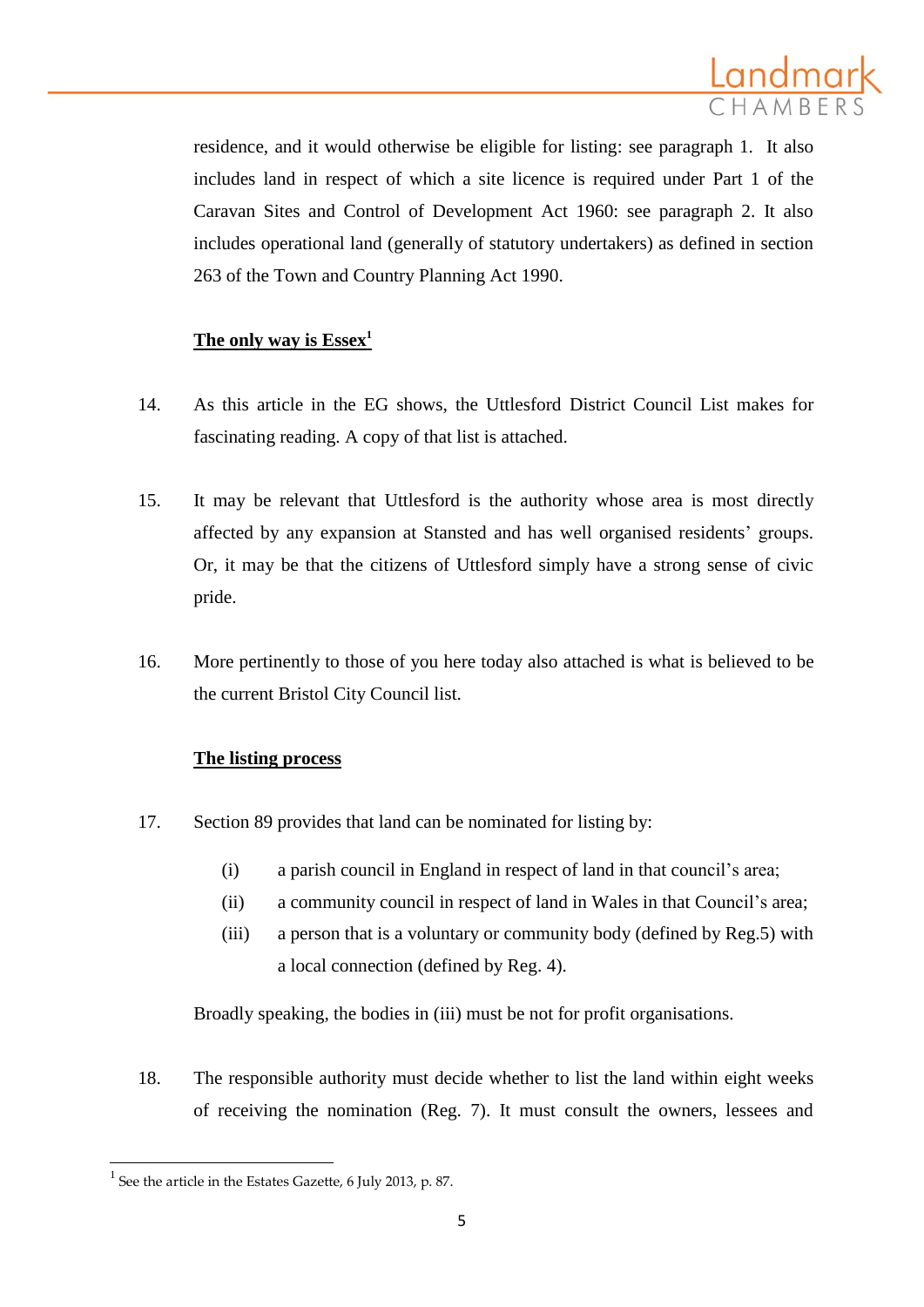residence, and it would otherwise be eligible for listing: see paragraph 1. It also includes land in respect of which a site licence is required under Part 1 of the Caravan Sites and Control of Development Act 1960: see paragraph 2. It also includes operational land (generally of statutory undertakers) as defined in section 263 of the Town and Country Planning Act 1990.

**<u>The only way is Essex</u>**[1]

14. As this article in the EG shows, the Uttlesford District Council List makes for fascinating reading. A copy of that list is attached.

15. It may be relevant that Uttlesford is the authority whose area is most directly affected by any expansion at Stansted and has well organised residents' groups. Or, it may be that the citizens of Uttlesford simply have a strong sense of civic pride.

16. More pertinently to those of you here today also attached is what is believed to be the current Bristol City Council list.

**<u>The listing process</u>**

17. Section 89 provides that land can be nominated for listing by:

    (i) a parish council in England in respect of land in that council's area;
    (ii) a community council in respect of land in Wales in that Council's area;
    (iii) a person that is a voluntary or community body (defined by Reg.5) with a local connection (defined by Reg. 4).

    Broadly speaking, the bodies in (iii) must be not for profit organisations.

18. The responsible authority must decide whether to list the land within eight weeks of receiving the nomination (Reg. 7). It must consult the owners, lessees and

[1] See the article in the Estates Gazette, 6 July 2013, p. 87.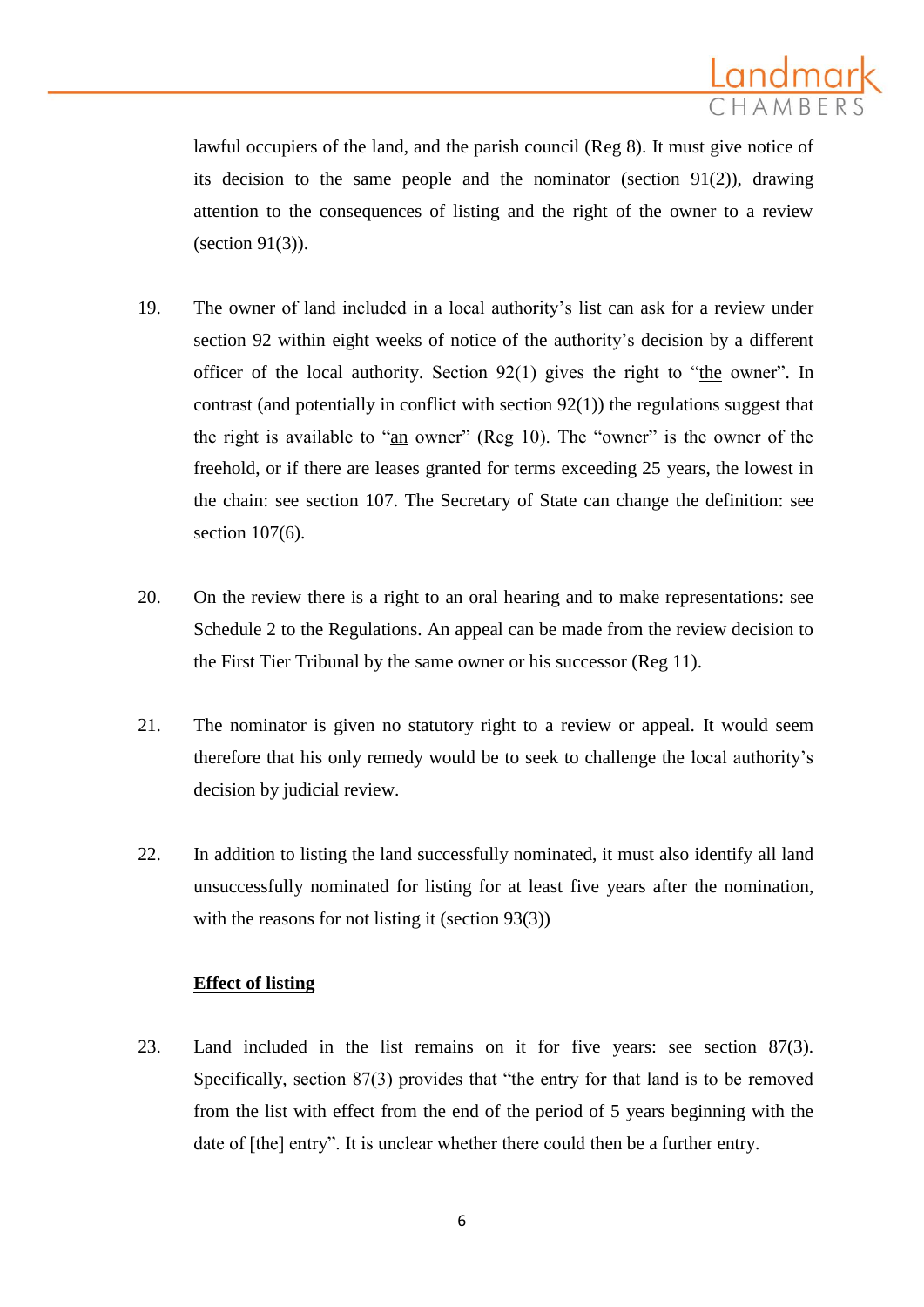lawful occupiers of the land, and the parish council (Reg 8). It must give notice of its decision to the same people and the nominator (section 91(2)), drawing attention to the consequences of listing and the right of the owner to a review (section 91(3)).

19. The owner of land included in a local authority's list can ask for a review under section 92 within eight weeks of notice of the authority's decision by a different officer of the local authority. Section 92(1) gives the right to "<u>the</u> owner". In contrast (and potentially in conflict with section 92(1)) the regulations suggest that the right is available to "<u>an</u> owner" (Reg 10). The "owner" is the owner of the freehold, or if there are leases granted for terms exceeding 25 years, the lowest in the chain: see section 107. The Secretary of State can change the definition: see section 107(6).

20. On the review there is a right to an oral hearing and to make representations: see Schedule 2 to the Regulations. An appeal can be made from the review decision to the First Tier Tribunal by the same owner or his successor (Reg 11).

21. The nominator is given no statutory right to a review or appeal. It would seem therefore that his only remedy would be to seek to challenge the local authority's decision by judicial review.

22. In addition to listing the land successfully nominated, it must also identify all land unsuccessfully nominated for listing for at least five years after the nomination, with the reasons for not listing it (section 93(3))

**<u>Effect of listing</u>**

23. Land included in the list remains on it for five years: see section 87(3). Specifically, section 87(3) provides that "the entry for that land is to be removed from the list with effect from the end of the period of 5 years beginning with the date of [the] entry". It is unclear whether there could then be a further entry.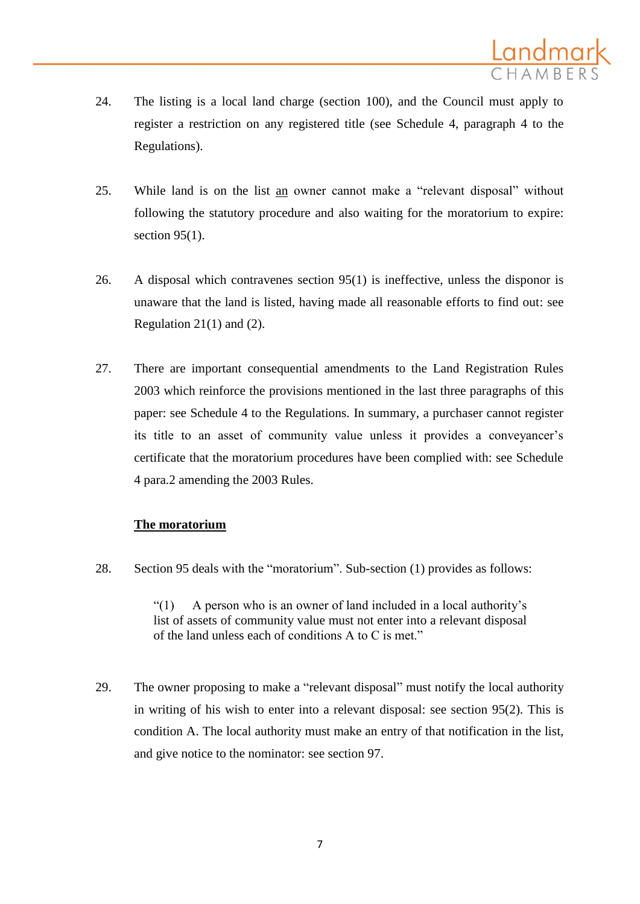24. The listing is a local land charge (section 100), and the Council must apply to register a restriction on any registered title (see Schedule 4, paragraph 4 to the Regulations).

25. While land is on the list <u>an</u> owner cannot make a "relevant disposal" without following the statutory procedure and also waiting for the moratorium to expire: section 95(1).

26. A disposal which contravenes section 95(1) is ineffective, unless the disponor is unaware that the land is listed, having made all reasonable efforts to find out: see Regulation 21(1) and (2).

27. There are important consequential amendments to the Land Registration Rules 2003 which reinforce the provisions mentioned in the last three paragraphs of this paper: see Schedule 4 to the Regulations. In summary, a purchaser cannot register its title to an asset of community value unless it provides a conveyancer's certificate that the moratorium procedures have been complied with: see Schedule 4 para.2 amending the 2003 Rules.

**<u>The moratorium</u>**

28. Section 95 deals with the "moratorium". Sub-section (1) provides as follows:

> "(1) A person who is an owner of land included in a local authority's list of assets of community value must not enter into a relevant disposal of the land unless each of conditions A to C is met."

29. The owner proposing to make a "relevant disposal" must notify the local authority in writing of his wish to enter into a relevant disposal: see section 95(2). This is condition A. The local authority must make an entry of that notification in the list, and give notice to the nominator: see section 97.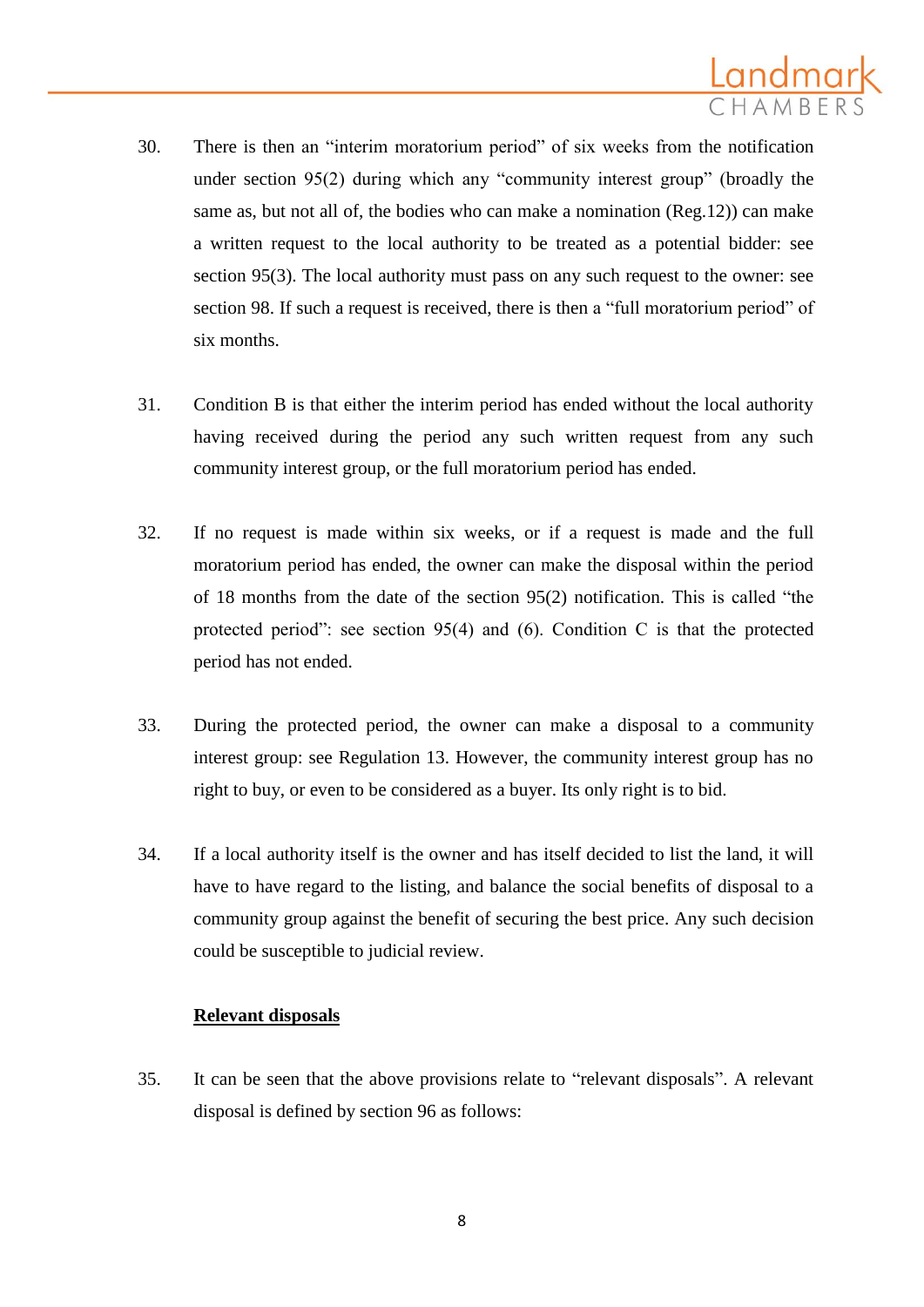30. There is then an “interim moratorium period” of six weeks from the notification under section 95(2) during which any “community interest group” (broadly the same as, but not all of, the bodies who can make a nomination (Reg.12)) can make a written request to the local authority to be treated as a potential bidder: see section 95(3). The local authority must pass on any such request to the owner: see section 98. If such a request is received, there is then a “full moratorium period” of six months.

31. Condition B is that either the interim period has ended without the local authority having received during the period any such written request from any such community interest group, or the full moratorium period has ended.

32. If no request is made within six weeks, or if a request is made and the full moratorium period has ended, the owner can make the disposal within the period of 18 months from the date of the section 95(2) notification. This is called “the protected period”: see section 95(4) and (6). Condition C is that the protected period has not ended.

33. During the protected period, the owner can make a disposal to a community interest group: see Regulation 13. However, the community interest group has no right to buy, or even to be considered as a buyer. Its only right is to bid.

34. If a local authority itself is the owner and has itself decided to list the land, it will have to have regard to the listing, and balance the social benefits of disposal to a community group against the benefit of securing the best price. Any such decision could be susceptible to judicial review.

**<u>Relevant disposals</u>**

35. It can be seen that the above provisions relate to “relevant disposals”. A relevant disposal is defined by section 96 as follows: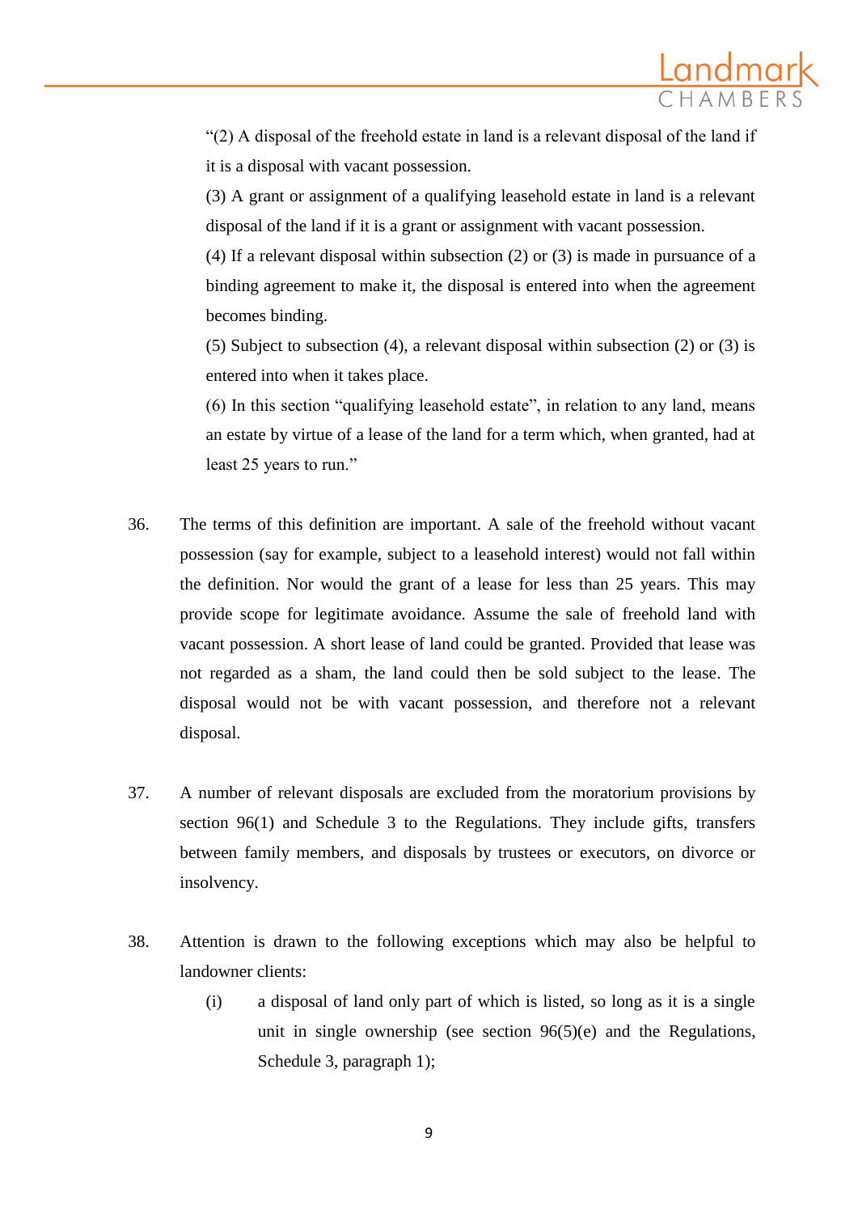> "(2) A disposal of the freehold estate in land is a relevant disposal of the land if it is a disposal with vacant possession.
>
> (3) A grant or assignment of a qualifying leasehold estate in land is a relevant disposal of the land if it is a grant or assignment with vacant possession.
>
> (4) If a relevant disposal within subsection (2) or (3) is made in pursuance of a binding agreement to make it, the disposal is entered into when the agreement becomes binding.
>
> (5) Subject to subsection (4), a relevant disposal within subsection (2) or (3) is entered into when it takes place.
>
> (6) In this section "qualifying leasehold estate", in relation to any land, means an estate by virtue of a lease of the land for a term which, when granted, had at least 25 years to run."

36. The terms of this definition are important. A sale of the freehold without vacant possession (say for example, subject to a leasehold interest) would not fall within the definition. Nor would the grant of a lease for less than 25 years. This may provide scope for legitimate avoidance. Assume the sale of freehold land with vacant possession. A short lease of land could be granted. Provided that lease was not regarded as a sham, the land could then be sold subject to the lease. The disposal would not be with vacant possession, and therefore not a relevant disposal.

37. A number of relevant disposals are excluded from the moratorium provisions by section 96(1) and Schedule 3 to the Regulations. They include gifts, transfers between family members, and disposals by trustees or executors, on divorce or insolvency.

38. Attention is drawn to the following exceptions which may also be helpful to landowner clients:

    (i) a disposal of land only part of which is listed, so long as it is a single unit in single ownership (see section 96(5)(e) and the Regulations, Schedule 3, paragraph 1);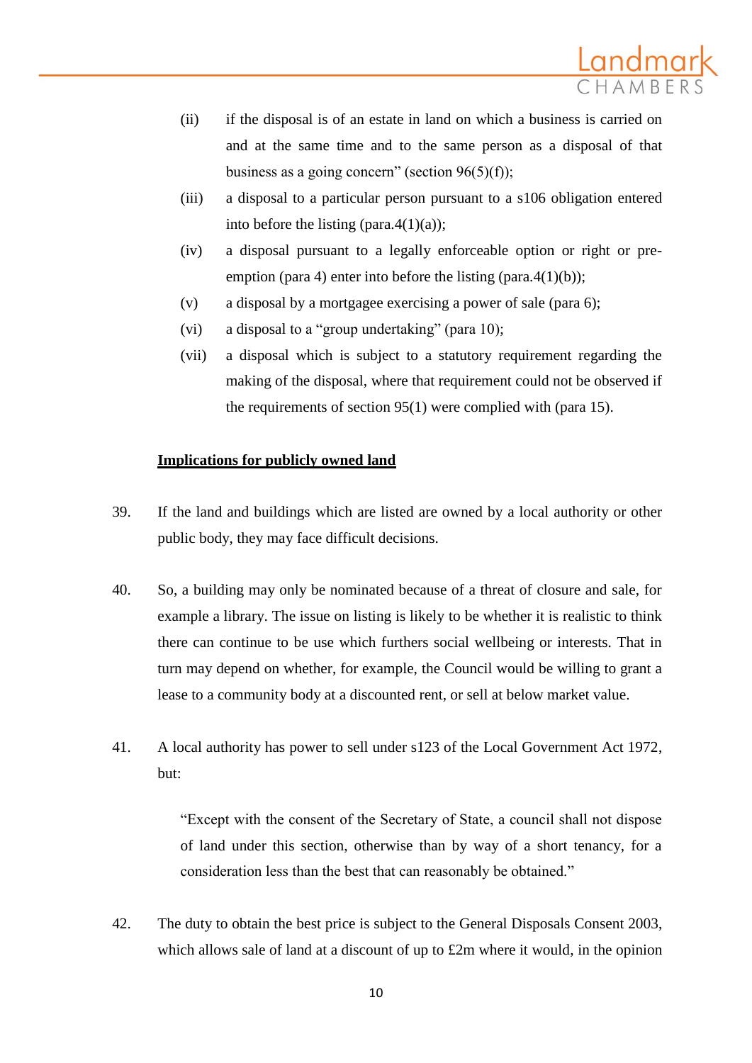(ii) if the disposal is of an estate in land on which a business is carried on and at the same time and to the same person as a disposal of that business as a going concern" (section 96(5)(f));

(iii) a disposal to a particular person pursuant to a s106 obligation entered into before the listing (para.4(1)(a));

(iv) a disposal pursuant to a legally enforceable option or right or pre-emption (para 4) enter into before the listing (para.4(1)(b));

(v) a disposal by a mortgagee exercising a power of sale (para 6);

(vi) a disposal to a "group undertaking" (para 10);

(vii) a disposal which is subject to a statutory requirement regarding the making of the disposal, where that requirement could not be observed if the requirements of section 95(1) were complied with (para 15).

**Implications for publicly owned land**

39. If the land and buildings which are listed are owned by a local authority or other public body, they may face difficult decisions.

40. So, a building may only be nominated because of a threat of closure and sale, for example a library. The issue on listing is likely to be whether it is realistic to think there can continue to be use which furthers social wellbeing or interests. That in turn may depend on whether, for example, the Council would be willing to grant a lease to a community body at a discounted rent, or sell at below market value.

41. A local authority has power to sell under s123 of the Local Government Act 1972, but:

> "Except with the consent of the Secretary of State, a council shall not dispose of land under this section, otherwise than by way of a short tenancy, for a consideration less than the best that can reasonably be obtained."

42. The duty to obtain the best price is subject to the General Disposals Consent 2003, which allows sale of land at a discount of up to £2m where it would, in the opinion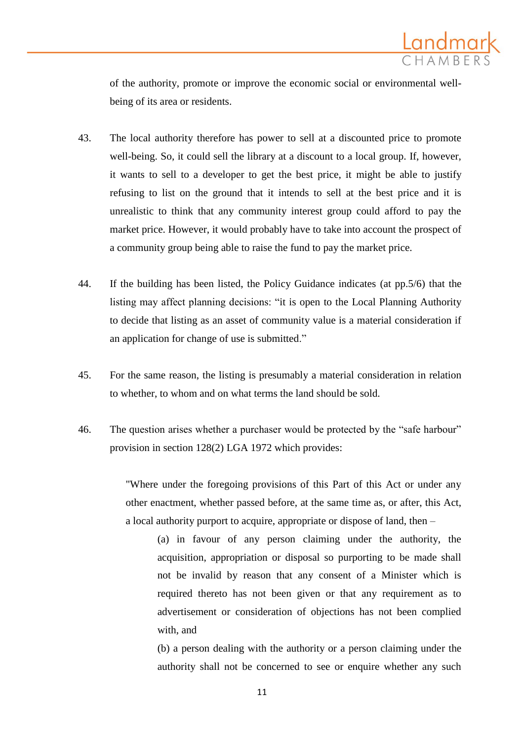of the authority, promote or improve the economic social or environmental well-being of its area or residents.

43. The local authority therefore has power to sell at a discounted price to promote well-being. So, it could sell the library at a discount to a local group. If, however, it wants to sell to a developer to get the best price, it might be able to justify refusing to list on the ground that it intends to sell at the best price and it is unrealistic to think that any community interest group could afford to pay the market price. However, it would probably have to take into account the prospect of a community group being able to raise the fund to pay the market price.

44. If the building has been listed, the Policy Guidance indicates (at pp.5/6) that the listing may affect planning decisions: "it is open to the Local Planning Authority to decide that listing as an asset of community value is a material consideration if an application for change of use is submitted."

45. For the same reason, the listing is presumably a material consideration in relation to whether, to whom and on what terms the land should be sold.

46. The question arises whether a purchaser would be protected by the "safe harbour" provision in section 128(2) LGA 1972 which provides:

> "Where under the foregoing provisions of this Part of this Act or under any other enactment, whether passed before, at the same time as, or after, this Act, a local authority purport to acquire, appropriate or dispose of land, then –
>
> (a) in favour of any person claiming under the authority, the acquisition, appropriation or disposal so purporting to be made shall not be invalid by reason that any consent of a Minister which is required thereto has not been given or that any requirement as to advertisement or consideration of objections has not been complied with, and
>
> (b) a person dealing with the authority or a person claiming under the authority shall not be concerned to see or enquire whether any such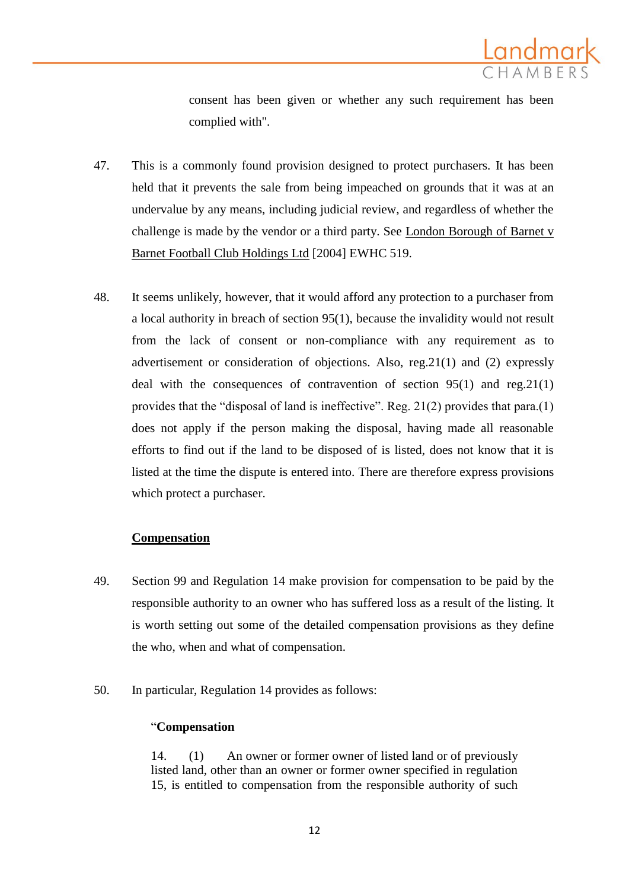consent has been given or whether any such requirement has been complied with".

47. This is a commonly found provision designed to protect purchasers. It has been held that it prevents the sale from being impeached on grounds that it was at an undervalue by any means, including judicial review, and regardless of whether the challenge is made by the vendor or a third party. See London Borough of Barnet v Barnet Football Club Holdings Ltd [2004] EWHC 519.

48. It seems unlikely, however, that it would afford any protection to a purchaser from a local authority in breach of section 95(1), because the invalidity would not result from the lack of consent or non-compliance with any requirement as to advertisement or consideration of objections. Also, reg.21(1) and (2) expressly deal with the consequences of contravention of section 95(1) and reg.21(1) provides that the "disposal of land is ineffective". Reg. 21(2) provides that para.(1) does not apply if the person making the disposal, having made all reasonable efforts to find out if the land to be disposed of is listed, does not know that it is listed at the time the dispute is entered into. There are therefore express provisions which protect a purchaser.

**Compensation**

49. Section 99 and Regulation 14 make provision for compensation to be paid by the responsible authority to an owner who has suffered loss as a result of the listing. It is worth setting out some of the detailed compensation provisions as they define the who, when and what of compensation.

50. In particular, Regulation 14 provides as follows:

> "**Compensation**
>
> 14. (1) An owner or former owner of listed land or of previously listed land, other than an owner or former owner specified in regulation 15, is entitled to compensation from the responsible authority of such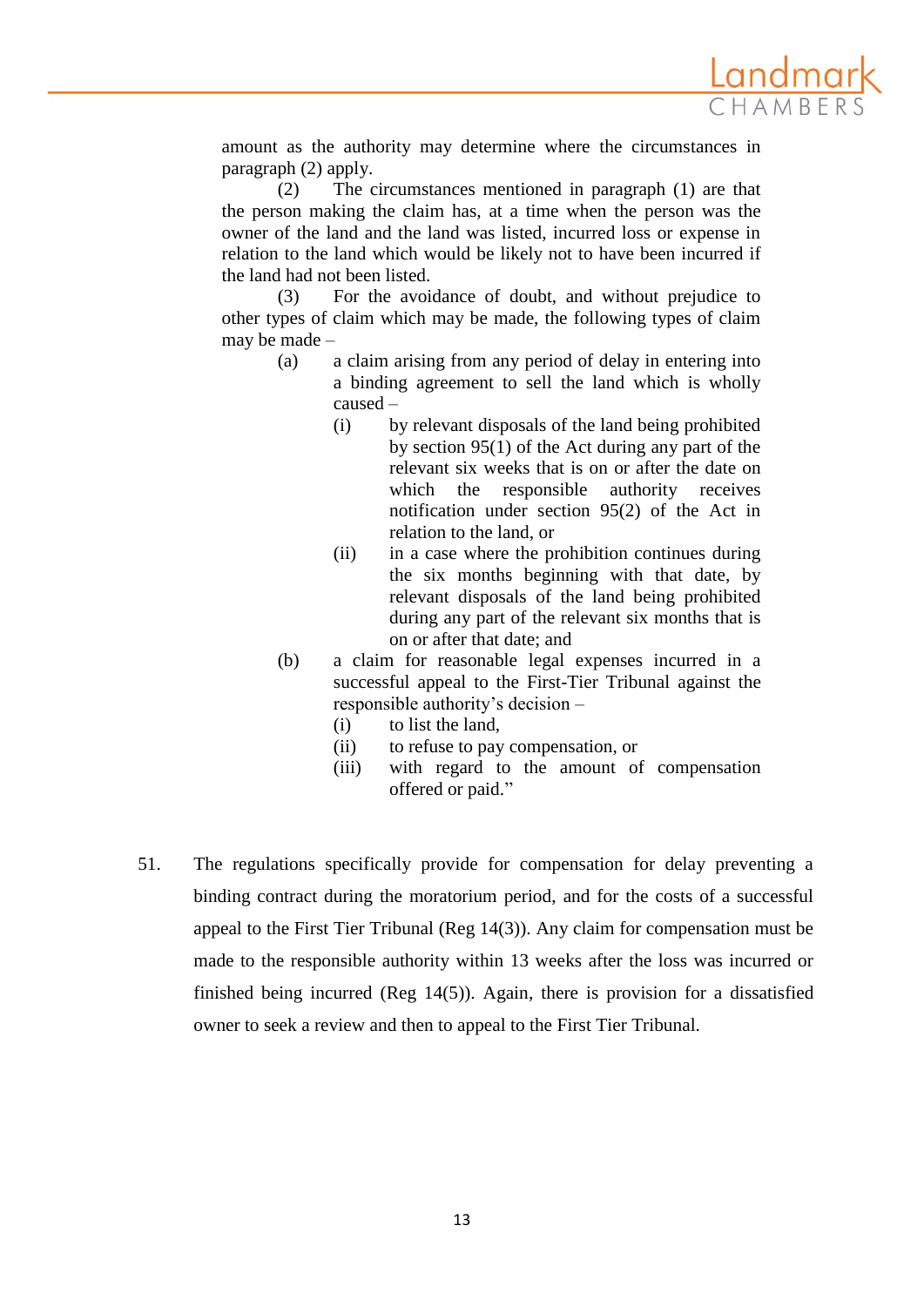> amount as the authority may determine where the circumstances in paragraph (2) apply.
>
> (2) The circumstances mentioned in paragraph (1) are that the person making the claim has, at a time when the person was the owner of the land and the land was listed, incurred loss or expense in relation to the land which would be likely not to have been incurred if the land had not been listed.
>
> (3) For the avoidance of doubt, and without prejudice to other types of claim which may be made, the following types of claim may be made –
>
> (a) a claim arising from any period of delay in entering into a binding agreement to sell the land which is wholly caused –
>
> (i) by relevant disposals of the land being prohibited by section 95(1) of the Act during any part of the relevant six weeks that is on or after the date on which the responsible authority receives notification under section 95(2) of the Act in relation to the land, or
>
> (ii) in a case where the prohibition continues during the six months beginning with that date, by relevant disposals of the land being prohibited during any part of the relevant six months that is on or after that date; and
>
> (b) a claim for reasonable legal expenses incurred in a successful appeal to the First-Tier Tribunal against the responsible authority's decision –
>
> (i) to list the land,
>
> (ii) to refuse to pay compensation, or
>
> (iii) with regard to the amount of compensation offered or paid."

51. The regulations specifically provide for compensation for delay preventing a binding contract during the moratorium period, and for the costs of a successful appeal to the First Tier Tribunal (Reg 14(3)). Any claim for compensation must be made to the responsible authority within 13 weeks after the loss was incurred or finished being incurred (Reg 14(5)). Again, there is provision for a dissatisfied owner to seek a review and then to appeal to the First Tier Tribunal.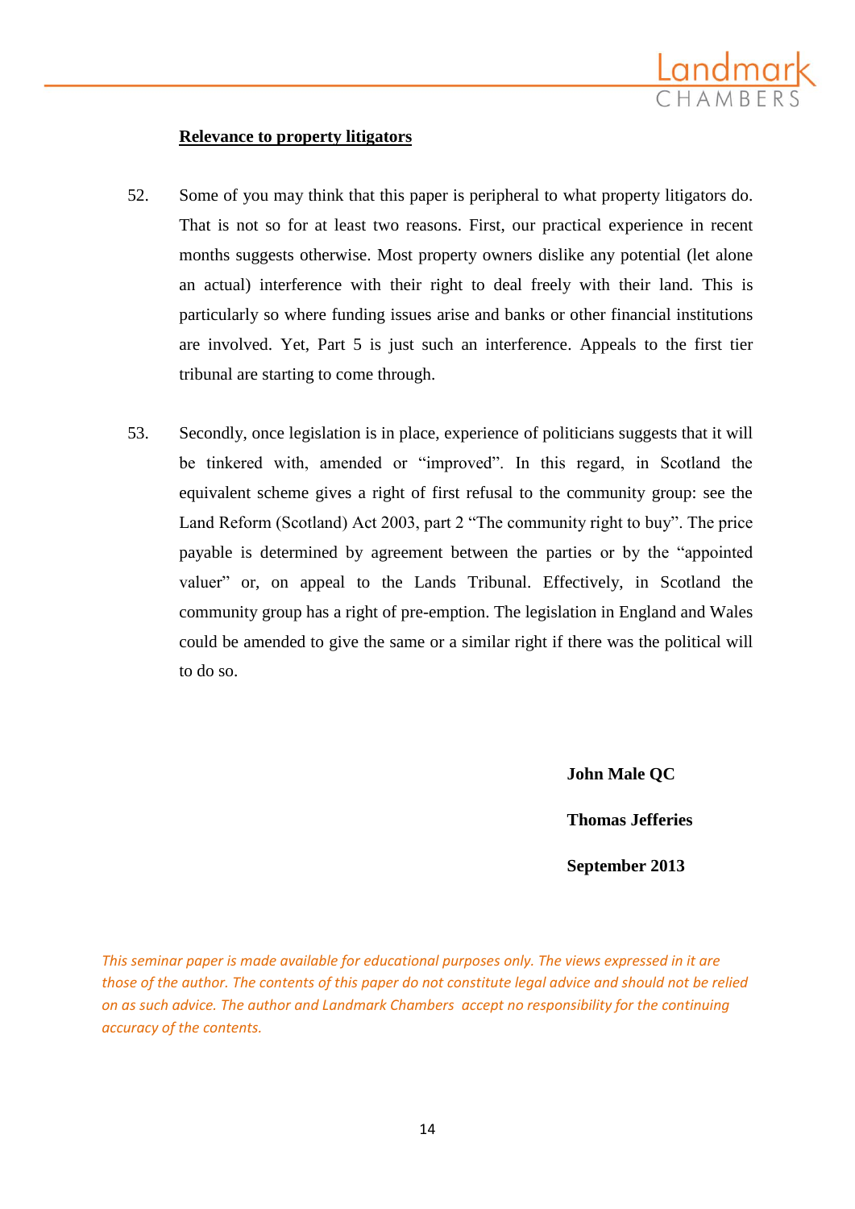**Relevance to property litigators**

52. Some of you may think that this paper is peripheral to what property litigators do. That is not so for at least two reasons. First, our practical experience in recent months suggests otherwise. Most property owners dislike any potential (let alone an actual) interference with their right to deal freely with their land. This is particularly so where funding issues arise and banks or other financial institutions are involved. Yet, Part 5 is just such an interference. Appeals to the first tier tribunal are starting to come through.

53. Secondly, once legislation is in place, experience of politicians suggests that it will be tinkered with, amended or "improved". In this regard, in Scotland the equivalent scheme gives a right of first refusal to the community group: see the Land Reform (Scotland) Act 2003, part 2 "The community right to buy". The price payable is determined by agreement between the parties or by the "appointed valuer" or, on appeal to the Lands Tribunal. Effectively, in Scotland the community group has a right of pre-emption. The legislation in England and Wales could be amended to give the same or a similar right if there was the political will to do so.

**John Male QC**

**Thomas Jefferies**

**September 2013**

*This seminar paper is made available for educational purposes only. The views expressed in it are those of the author. The contents of this paper do not constitute legal advice and should not be relied on as such advice. The author and Landmark Chambers accept no responsibility for the continuing accuracy of the contents.*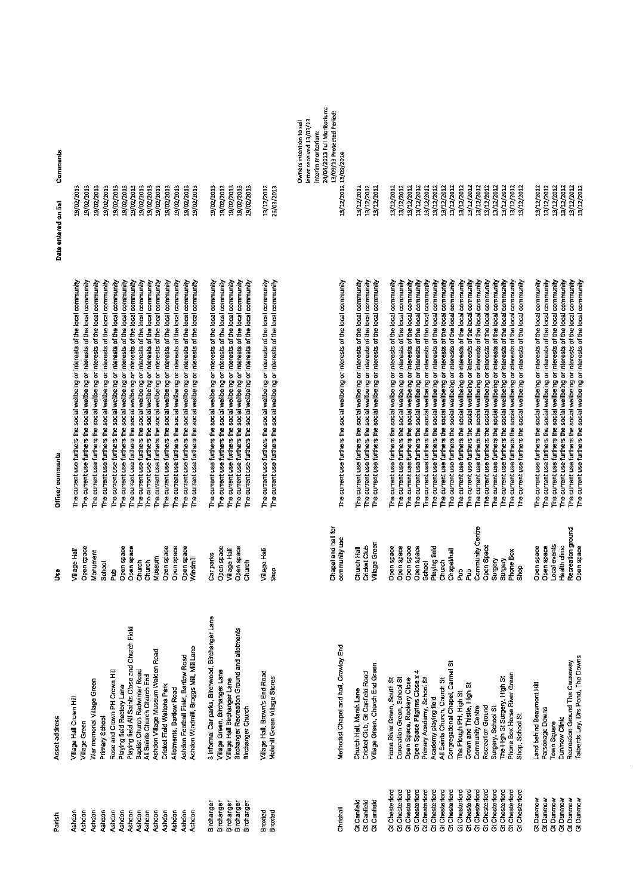| Parish | Asset address | Use | Officer comments | Date entered on list | Comments |
|---|---|---|---|---|---|
| Ashdon | Village Hall Crown Hill | Village Hall | The current use furthers the social wellbeing or interests of the local community | 19/02/2013 | |
| Ashdon | Village Green | Open space | The current use furthers the social wellbeing or interests of the local community | 19/02/2013 | |
| Ashdon | War memorial Village Green | Monument | The current use furthers the social wellbeing or interests of the local community | 19/02/2013 | |
| Ashdon | Primary School | School | The current use furthers the social wellbeing or interests of the local community | 19/02/2013 | |
| Ashdon | Rose and Crown PH Crown Hill | Pub | The current use furthers the social wellbeing or interests of the local community | 19/02/2013 | |
| Ashdon | Playing field Rectory Lane | Open space | The current use furthers the social wellbeing or interests of the local community | 19/02/2013 | |
| Ashdon | Playing field All Saints Close and Church Field | Open space | The current use furthers the social wellbeing or interests of the local community | 19/02/2013 | |
| Ashdon | Baptist Church Radwinter Road | Church | The current use furthers the social wellbeing or interests of the local community | 19/02/2013 | |
| Ashdon | All Saints Church Church End | Church | The current use furthers the social wellbeing or interests of the local community | 19/02/2013 | |
| Ashdon | Ashdon Village Museum Walden Road | Museum | The current use furthers the social wellbeing or interests of the local community | 19/02/2013 | |
| Ashdon | Cricket Field Waltons Park | Open space | The current use furthers the social wellbeing or interests of the local community | 19/02/2013 | |
| Ashdon | Allotments, Bartlow Road | Open space | The current use furthers the social wellbeing or interests of the local community | 19/02/2013 | |
| Ashdon | Ashdon Football Field, Bartlow Road | Open space | The current use furthers the social wellbeing or interests of the local community | 19/02/2013 | |
| Ashdon | Ashdon Windmill, Braggs Mill, Mill Lane | Windmill | The current use furthers the social wellbeing or interests of the local community | 19/02/2013 | |
| Birchanger | 3 informal Car parks, Birchwood, Birchanger Lane | Car parks | The current use furthers the social wellbeing or interests of the local community | 19/02/2013 | |
| Birchanger | Village Green, Birchanger Lane | Open space | The current use furthers the social wellbeing or interests of the local community | 19/02/2013 | |
| Birchanger | Village Hall Birchanger Lane | Village Hall | The current use furthers the social wellbeing or interests of the local community | 19/02/2013 | |
| Birchanger | Birchanger Recreation Ground and allotments | Open space | The current use furthers the social wellbeing or interests of the local community | 19/02/2013 | |
| Birchanger | Birchanger Church | Church | The current use furthers the social wellbeing or interests of the local community | 19/02/2013 | |
| Broxted | Village Hall, Brown's End Road | Village Hall | The current use furthers the social wellbeing or interests of the local community | 13/12/2012 | |
| Broxted | Molehill Green Village Stores | Shop | The current use furthers the social wellbeing or interests of the local community | 26/03/2013 | |
| Chrishall | Methodist Chapel and hall, Crawley End | Chapel and hall for community use | The current use furthers the social wellbeing or interests of the local community | 13/12/2012 | Owners intention to sell letter received 13/03/13. Interim moritorium: 24/04/2013 Full Moritorium: 13/09/13 Protected Period: 13/09/2014 |
| Gt Canfield | Church Hall, Marsh Lane | Church Hall | The current use furthers the social wellbeing or interests of the local community | 13/12/2012 | |
| Gt Canfield | Cricket Club, Gt Canfield Road | Cricket Club | The current use furthers the social wellbeing or interests of the local community | 13/12/2012 | |
| Gt Canfield | Village Green, Church End Green | Village Green | The current use furthers the social wellbeing or interests of the local community | 13/12/2012 | |
| Gt Chesterford | Horse River Green, South St | Open space | The current use furthers the social wellbeing or interests of the local community | 13/12/2012 | |
| Gt Chesterford | Coronation Green, School St | Open space | The current use furthers the social wellbeing or interests of the local community | 13/12/2012 | |
| Gt Chesterford | Open Space, Rookery Close | Open space | The current use furthers the social wellbeing or interests of the local community | 13/12/2012 | |
| Gt Chesterford | Open Space Pilgrims Close x 4 | Open space | The current use furthers the social wellbeing or interests of the local community | 13/12/2012 | |
| Gt Chesterford | Primary Academy, School St | School | The current use furthers the social wellbeing or interests of the local community | 13/12/2012 | |
| Gt Chesterford | Academy playing field | Playing field | The current use furthers the social wellbeing or interests of the local community | 13/12/2012 | |
| Gt Chesterford | All Saints Church Church St | Church | The current use furthers the social wellbeing or interests of the local community | 13/12/2012 | |
| Gt Chesterford | Congregational Chapel, Carmel St | Chapel/hall | The current use furthers the social wellbeing or interests of the local community | 13/12/2012 | |
| Gt Chesterford | The Plough PH, High St | Pub | The current use furthers the social wellbeing or interests of the local community | 13/12/2012 | |
| Gt Chesterford | Crown and Thistle, High St | Pub | The current use furthers the social wellbeing or interests of the local community | 13/12/2012 | |
| Gt Chesterford | Community Centre | Community Centre | The current use furthers the social wellbeing or interests of the local community | 13/12/2012 | |
| Gt Chesterford | Recreation Ground | Open Space | The current use furthers the social wellbeing or interests of the local community | 13/12/2012 | |
| Gt Chesterford | Surgery, School St | Surgery | The current use furthers the social wellbeing or interests of the local community | 13/12/2012 | |
| Gt Chesterford | The High St Surgery, High St | Surgery | The current use furthers the social wellbeing or interests of the local community | 13/12/2012 | |
| Gt Chesterford | Phone Box Horse River Green | Phone Box | The current use furthers the social wellbeing or interests of the local community | 13/12/2012 | |
| Gt Chesterford | Shop, School St | Shop | The current use furthers the social wellbeing or interests of the local community | 13/12/2012 | |
| Gt Dunmow | Land behind Beaumont Hill | Open space | The current use furthers the social wellbeing or interests of the local community | 13/12/2012 | |
| Gt Dunmow | Parsonage Downs | Open space | The current use furthers the social wellbeing or interests of the local community | 13/12/2012 | |
| Gt Dunmow | Town Square | Local events | The current use furthers the social wellbeing or interests of the local community | 13/12/2012 | |
| Gt Dunmow | Dunmow Clinic | Health clinic | The current use furthers the social wellbeing or interests of the local community | 13/12/2012 | |
| Gt Dunmow | Recreation Ground The Causeway | Recreation ground | The current use furthers the social wellbeing or interests of the local community | 13/12/2012 | |
| Gt Dunmow | Talberds Ley, Dre Pond, The Downs | Open space | The current use furthers the social wellbeing or interests of the local community | 13/12/2012 | |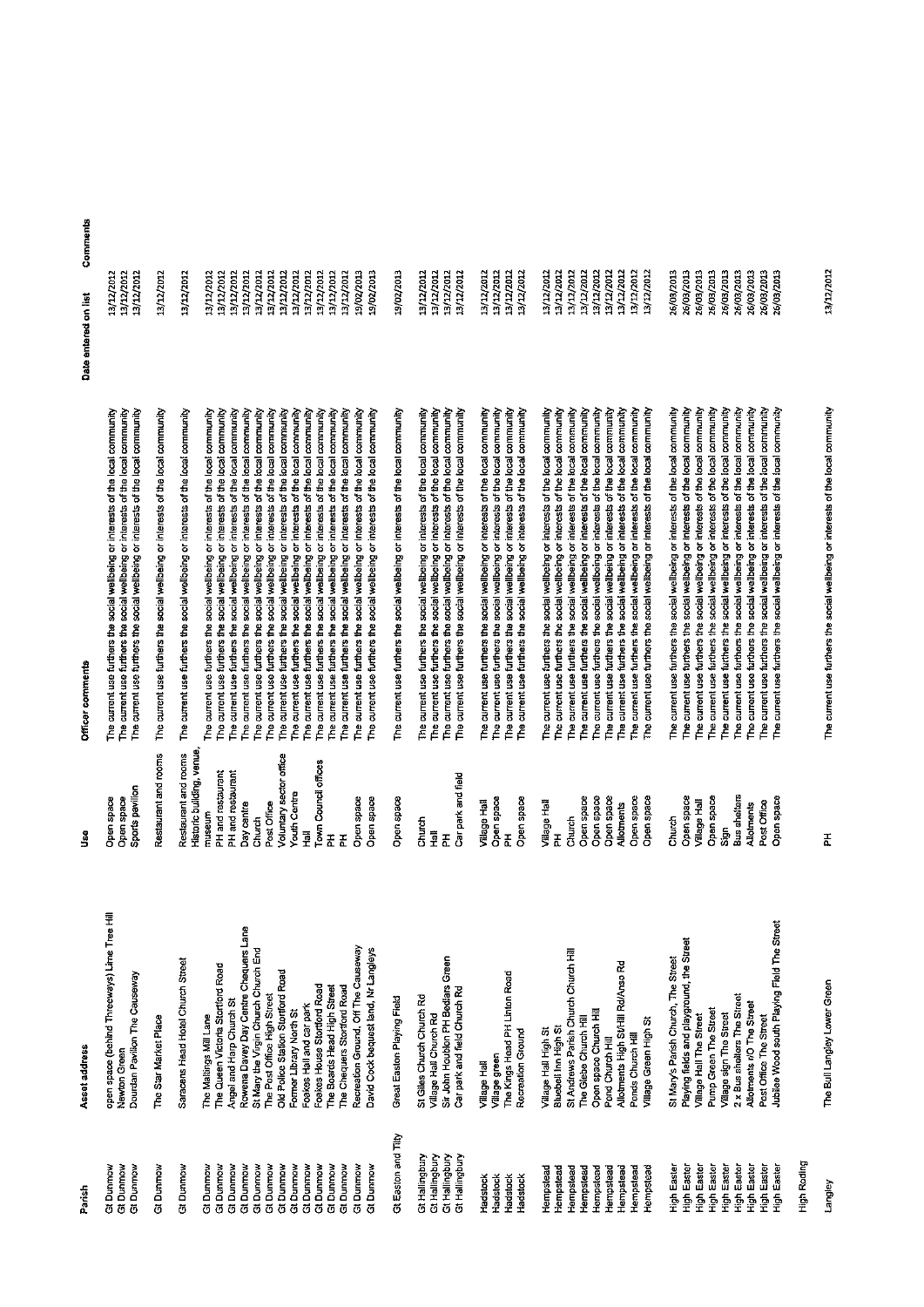| Parish | Asset address | Use | Officer comments | Date entered on list | Comments |
|---|---|---|---|---|---|
| Gt Dunmow | open space (behind Threeways) Lime Tree Hill | Open space | The current use furthers the social wellbeing or interests of the local community | 13/12/2012 | |
| Gt Dunmow | Newton Green | Open space | The current use furthers the social wellbeing or interests of the local community | 13/12/2012 | |
| Gt Dunmow | Dourdan Pavilion The Causeway | Sports pavilion | The current use furthers the social wellbeing or interests of the local community | 13/12/2012 | |
| Gt Dunmow | The Star Market Place | Restaurant and rooms | The current use furthers the social wellbeing or interests of the local community | 13/12/2012 | |
| Gt Dunmow | Saracens Head Hotel Church Street | Restaurant and rooms | The current use furthers the social wellbeing or interests of the local community | 13/12/2012 | |
| Gt Dunmow | The Maltings Mill Lane | Historic building, venue, museum | The current use furthers the social wellbeing or interests of the local community | 13/12/2012 | |
| Gt Dunmow | The Queen Victoria Stortford Road | PH and restaurant | The current use furthers the social wellbeing or interests of the local community | 13/12/2012 | |
| Gt Dunmow | Angel and Harp Church St | PH and restaurant | The current use furthers the social wellbeing or interests of the local community | 13/12/2012 | |
| Gt Dunmow | Rowena Davey Day Centre Chequers Lane | Day centre | The current use furthers the social wellbeing or interests of the local community | 13/12/2012 | |
| Gt Dunmow | St Mary the Virgin Church Church End | Church | The current use furthers the social wellbeing or interests of the local community | 13/12/2012 | |
| Gt Dunmow | The Post Office High Street | Post Office | The current use furthers the social wellbeing or interests of the local community | 13/12/2012 | |
| Gt Dunmow | Old Police Station Stortford Road | Voluntary sector office | The current use furthers the social wellbeing or interests of the local community | 13/12/2012 | |
| Gt Dunmow | Former Library North St | Youth Centre | The current use furthers the social wellbeing or interests of the local community | 13/12/2012 | |
| Gt Dunmow | Foakes Hall and car park | Hall | The current use furthers the social wellbeing or interests of the local community | 13/12/2012 | |
| Gt Dunmow | Foakes House Stortford Road | Town Council offices | The current use furthers the social wellbeing or interests of the local community | 13/12/2012 | |
| Gt Dunmow | The Boards Head High Street | PH | The current use furthers the social wellbeing or interests of the local community | 13/12/2012 | |
| Gt Dunmow | The Chequers Stortford Road | PH | The current use furthers the social wellbeing or interests of the local community | 13/12/2012 | |
| Gt Dunmow | Recreation Ground, Off The Causeway | Open space | The current use furthers the social wellbeing or interests of the local community | 19/02/2013 | |
| Gt Dunmow | David Cock bequest land, Nr Langleys | Open space | The current use furthers the social wellbeing or interests of the local community | 19/02/2013 | |
| Gt Easton and Tilty | Great Easton Playing Field | Open space | The current use furthers the social wellbeing or interests of the local community | 19/02/2013 | |
| Gt Hallingbury | St Giles Church Church Rd | Church | The current use furthers the social wellbeing or interests of the local community | 13/12/2012 | |
| Gt Hallingbury | Village Hall Church Rd | Hall | The current use furthers the social wellbeing or interests of the local community | 13/12/2012 | |
| Gt Hallingbury | Sir John Houblon PH Bedlars Green | PH | The current use furthers the social wellbeing or interests of the local community | 13/12/2012 | |
| Gt Hallingbury | Car park and field Church Rd | Car park and field | The current use furthers the social wellbeing or interests of the local community | 13/12/2012 | |
| Hadstock | Village Hall | Village Hall | The current use furthers the social wellbeing or interests of the local community | 13/12/2012 | |
| Hadstock | Village green | Open space | The current use furthers the social wellbeing or interests of the local community | 13/12/2012 | |
| Hadstock | The Kings Head PH Linton Road | PH | The current use furthers the social wellbeing or interests of the local community | 13/12/2012 | |
| Hadstock | Recreation Ground | Open space | The current use furthers the social wellbeing or interests of the local community | 13/12/2012 | |
| Hempstead | Village Hall High St | Village Hall | The current use furthers the social wellbeing or interests of the local community | 13/12/2012 | |
| Hempstead | Bluebell Inn High St | PH | The current use furthers the social wellbeing or interests of the local community | 13/12/2012 | |
| Hempstead | St Andrews Parish Church Church Hill | Church | The current use furthers the social wellbeing or interests of the local community | 13/12/2012 | |
| Hempstead | The Glebe Church Hill | Open space | The current use furthers the social wellbeing or interests of the local community | 13/12/2012 | |
| Hempstead | Open space Church Hill | Open space | The current use furthers the social wellbeing or interests of the local community | 13/12/2012 | |
| Hempstead | Pond Church Hill | Open space | The current use furthers the social wellbeing or interests of the local community | 13/12/2012 | |
| Hempstead | Allotments High St/Hill Rd/Anso Rd | Allotments | The current use furthers the social wellbeing or interests of the local community | 13/12/2012 | |
| Hempstead | Ponds Church Hill | Open space | The current use furthers the social wellbeing or interests of the local community | 13/12/2012 | |
| Hempstead | Village Green High St | Open space | The current use furthers the social wellbeing or interests of the local community | 13/12/2012 | |
| High Easter | St Mary's Parish Church, The Street | Church | The current use furthers the social wellbeing or interests of the local community | 26/03/2013 | |
| High Easter | Playing fields and playground, the Street | Open space | The current use furthers the social wellbeing or interests of the local community | 26/03/2013 | |
| High Easter | Village Hall The Street | Village Hall | The current use furthers the social wellbeing or interests of the local community | 26/03/2013 | |
| High Easter | Pump Green The Street | Open space | The current use furthers the social wellbeing or interests of the local community | 26/03/2013 | |
| High Easter | Village sign The Street | Sign | The current use furthers the social wellbeing or interests of the local community | 26/03/2013 | |
| High Easter | 2 x Bus shelters The Street | Bus shelters | The current use furthers the social wellbeing or interests of the local community | 26/03/2013 | |
| High Easter | Allotments r/O The Street | Allotments | The current use furthers the social wellbeing or interests of the local community | 26/03/2013 | |
| High Easter | Post Office The Street | Post Office | The current use furthers the social wellbeing or interests of the local community | 26/03/2013 | |
| High Easter | Jubilee Wood south Playing Field The Street | Open space | The current use furthers the social wellbeing or interests of the local community | 26/03/2013 | |
| High Roding | | | | | |
| Langley | The Bull Langley Lower Green | PH | The current use furthers the social wellbeing or interests of the local community | 13/12/2012 | |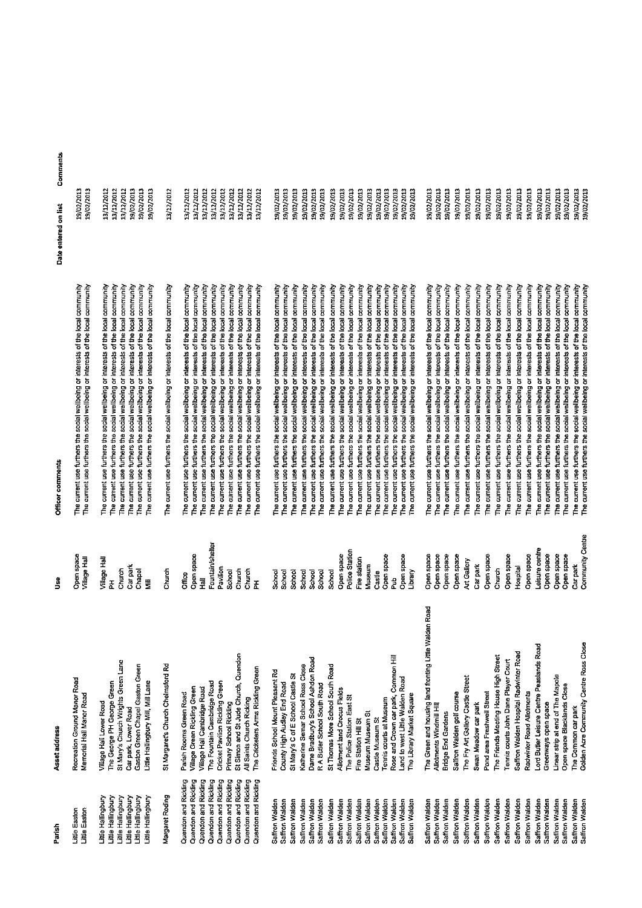| Parish | Asset address | Use | Officer comments | Date entered on list | Comments |
|---|---|---|---|---|---|
| Little Easton | Recreation Ground Manor Road | Open space | The current use furthers the social wellbeing or interests of the local community | 19/02/2013 | |
| Little Easton | Memorial Hall Manor Road | Village Hall | The current use furthers the social wellbeing or interests of the local community | 19/02/2013 | |
| Little Hallingbury | Village Hall Lower Road | Village Hall | The current use furthers the social wellbeing or interests of the local community | 13/12/2012 | |
| Little Hallingbury | The George PH George Green | PH | The current use furthers the social wellbeing or interests of the local community | 13/12/2012 | |
| Little Hallingbury | St Mary's Church Wrights Green Lane | Church | The current use furthers the social wellbeing or interests of the local community | 13/12/2012 | |
| Little Hallingbury | Car park, Lower Road | Car park | The current use furthers the social wellbeing or interests of the local community | 19/02/2013 | |
| Little Hallingbury | Gaston Green Chapel Gaston Green | Chapel | The current use furthers the social wellbeing or interests of the local community | 19/02/2013 | |
| Little Hallingbury | Little Hallingbury Mill, Mill Lane | Mill | The current use furthers the social wellbeing or interests of the local community | 19/02/2013 | |
| Margaret Roding | St Margaret's Church Chelmsford Rd | Church | The current use furthers the social wellbeing or interests of the local community | 13/12/2012 | |
| Quendon and Rickling | Parish Rooms Green Road | Office | The current use furthers the social wellbeing or interests of the local community | 13/12/2012 | |
| Quendon and Rickling | Village Green Rickling Green | Open space | The current use furthers the social wellbeing or interests of the local community | 13/12/2012 | |
| Quendon and Rickling | Village Hall Cambridge Road | Hall | The current use furthers the social wellbeing or interests of the local community | 13/12/2012 | |
| Quendon and Rickling | The Fountain Cambridge Road | Fountain/shelter | The current use furthers the social wellbeing or interests of the local community | 13/12/2012 | |
| Quendon and Rickling | Cricket Pavilion Rickling Green | Pavilion | The current use furthers the social wellbeing or interests of the local community | 13/12/2012 | |
| Quendon and Rickling | Primary School Rickling | School | The current use furthers the social wellbeing or interests of the local community | 13/12/2012 | |
| Quendon and Rickling | St Simon and St Jude Church, Quendon | Church | The current use furthers the social wellbeing or interests of the local community | 13/12/2012 | |
| Quendon and Rickling | All Saints Church Rickling | Church | The current use furthers the social wellbeing or interests of the local community | 13/12/2012 | |
| Quendon and Rickling | The Cricketers Arms Rickling Green | PH | The current use furthers the social wellbeing or interests of the local community | 13/12/2012 | |
| Saffron Walden | Friends School Mount Pleasant Rd | School | The current use furthers the social wellbeing or interests of the local community | 19/02/2013 | |
| Saffron Walden | County High Audley End Road | School | The current use furthers the social wellbeing or interests of the local community | 19/02/2013 | |
| Saffron Walden | St Mary's C of E School Castle St | School | The current use furthers the social wellbeing or interests of the local community | 19/02/2013 | |
| Saffron Walden | Katherine Semar School Ross Close | School | The current use furthers the social wellbeing or interests of the local community | 19/02/2013 | |
| Saffron Walden | Dame Bradbury's School Ashdon Road | School | The current use furthers the social wellbeing or interests of the local community | 19/02/2013 | |
| Saffron Walden | R A Butler School South Road | School | The current use furthers the social wellbeing or interests of the local community | 19/02/2013 | |
| Saffron Walden | St Thomas More School South Road | School | The current use furthers the social wellbeing or interests of the local community | 19/02/2013 | |
| Saffron Walden | Allotment land Crocus Fields | Open space | The current use furthers the social wellbeing or interests of the local community | 19/02/2013 | |
| Saffron Walden | The Police Station East St | Police Station | The current use furthers the social wellbeing or interests of the local community | 19/02/2013 | |
| Saffron Walden | Fire Station Hill St | Fire station | The current use furthers the social wellbeing or interests of the local community | 19/02/2013 | |
| Saffron Walden | Museum Museum St | Museum | The current use furthers the social wellbeing or interests of the local community | 19/02/2013 | |
| Saffron Walden | Castle Museum St | Castle | The current use furthers the social wellbeing or interests of the local community | 19/02/2013 | |
| Saffron Walden | Tennis courts at Museum | Open space | The current use furthers the social wellbeing or interests of the local community | 19/02/2013 | |
| Saffron Walden | Rose and Crown car park, Common Hill | Pub | The current use furthers the social wellbeing or interests of the local community | 19/02/2013 | |
| Saffron Walden | Land to west Little Walden Road | Open space | The current use furthers the social wellbeing or interests of the local community | 19/02/2013 | |
| Saffron Walden | The Library Market Square | Library | The current use furthers the social wellbeing or interests of the local community | 19/02/2013 | |
| Saffron Walden | The Green and housing land fronting Little Walden Road | Open space | The current use furthers the social wellbeing or interests of the local community | 19/02/2013 | |
| Saffron Walden | Allotments Windmill Hill | Open space | The current use furthers the social wellbeing or interests of the local community | 19/02/2013 | |
| Saffron Walden | Bridge End Gardens | Open space | The current use furthers the social wellbeing or interests of the local community | 19/02/2013 | |
| Saffron Walden | Saffron Walden golf course | Open space | The current use furthers the social wellbeing or interests of the local community | 19/02/2013 | |
| Saffron Walden | The Fry Art Gallery Castle Street | Art Gallery | The current use furthers the social wellbeing or interests of the local community | 19/02/2013 | |
| Saffron Walden | Swan Meadow car park | Car park | The current use furthers the social wellbeing or interests of the local community | 19/02/2013 | |
| Saffron Walden | Pond area Freshwell Street | Open space | The current use furthers the social wellbeing or interests of the local community | 19/02/2013 | |
| Saffron Walden | The Friends Meeting House High Street | Church | The current use furthers the social wellbeing or interests of the local community | 19/02/2013 | |
| Saffron Walden | Tennis courts John Dane Player Court | Open space | The current use furthers the social wellbeing or interests of the local community | 19/02/2013 | |
| Saffron Walden | Saffron Walden Hospital Radwinter Road | Hospital | The current use furthers the social wellbeing or interests of the local community | 19/02/2013 | |
| Saffron Walden | Radwinter Road Allotments | Open space | The current use furthers the social wellbeing or interests of the local community | 19/02/2013 | |
| Saffron Walden | Lord Butler Leisure Centre Peaslands Road | Leisure centre | The current use furthers the social wellbeing or interests of the local community | 19/02/2013 | |
| Saffron Walden | Greenways open space | Open space | The current use furthers the social wellbeing or interests of the local community | 19/02/2013 | |
| Saffron Walden | Linear strip at end of The Maypole | Open space | The current use furthers the social wellbeing or interests of the local community | 19/02/2013 | |
| Saffron Walden | Open space Blacklands Close | Open space | The current use furthers the social wellbeing or interests of the local community | 19/02/2013 | |
| Saffron Walden | The Common car park | Car park | The current use furthers the social wellbeing or interests of the local community | 19/02/2013 | |
| Saffron Walden | Golden Acre Community Centre Ross Close | Community Centre | The current use furthers the social wellbeing or interests of the local community | 19/02/2013 | |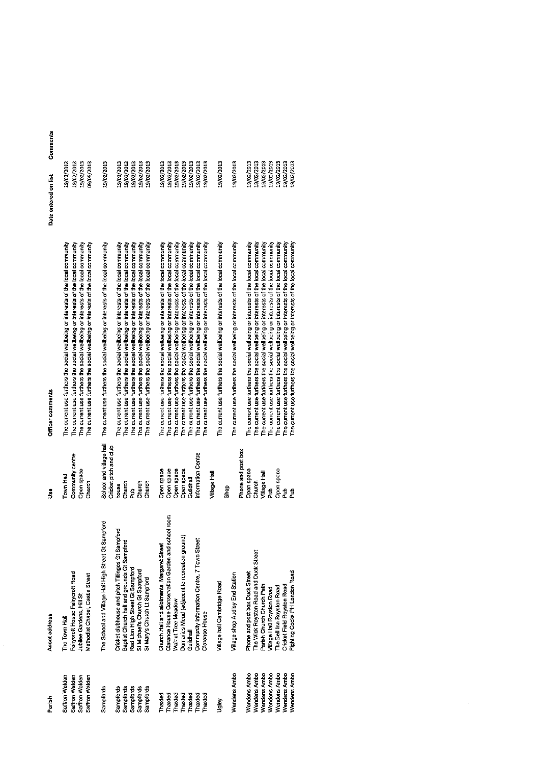| Parish | Asset address | Use | Officer comments | Date entered on list | Comments |
|---|---|---|---|---|---|
| Saffron Walden | The Town Hall | Town Hall | The current use furthers the social wellbeing or interests of the local community | 19/02/2013 | |
| Saffron Walden | Fairycroft House Fairycroft Road | Community centre | The current use furthers the social wellbeing or interests of the local community | 19/02/2013 | |
| Saffron Walden | Jubilee Gardens, Hill St | Open space | The current use furthers the social wellbeing or interests of the local community | 19/02/2013 | |
| Saffron Walden | Methodist Chapel, Castle Street | Church | The current use furthers the social wellbeing or interests of the local community | 09/05/2013 | |
| Sampfords | The School and Village Hall High Street Gt Sampford | School and village hall | The current use furthers the social wellbeing or interests of the local community | 19/02/2013 | |
| Sampfords | Cricket clubhouse and pitch Tilinges Gt Sampford | Cricket pitch and club house | The current use furthers the social wellbeing or interests of the local community | 19/02/2013 | |
| Sampfords | Baptist Church hall and grounds Gt Sampford | Church | The current use furthers the social wellbeing or interests of the local community | 19/02/2013 | |
| Sampfords | Red Lion High Street Gt Sampford | Pub | The current use furthers the social wellbeing or interests of the local community | 19/02/2013 | |
| Sampfords | St Michael's Church Gt Sampford | Church | The current use furthers the social wellbeing or interests of the local community | 19/02/2013 | |
| Sampfords | St Mary's Church Lt Sampford | Church | The current use furthers the social wellbeing or interests of the local community | 19/02/2013 | |
| Thaxted | Church Hall and allotments, Margaret Street | Open space | The current use furthers the social wellbeing or interests of the local community | 19/02/2013 | |
| Thaxted | Clarance House Conservation Garden and school room | Open space | The current use furthers the social wellbeing or interests of the local community | 19/02/2013 | |
| Thaxted | Walnut Tree Meadow | Open space | The current use furthers the social wellbeing or interests of the local community | 19/02/2013 | |
| Thaxted | Damaries Mead (adjacent to recreation ground) | Open space | The current use furthers the social wellbeing or interests of the local community | 19/02/2013 | |
| Thaxted | Guildhall | Guildhall | The current use furthers the social wellbeing or interests of the local community | 19/02/2013 | |
| Thaxted | Community Information Centre, 7 Town Street | Information Centre | The current use furthers the social wellbeing or interests of the local community | 19/02/2013 | |
| Thaxted | Clarence House | | The current use furthers the social wellbeing or interests of the local community | 19/02/2013 | |
| Ugley | Village hall Cambridge Road | Village Hall | The current use furthers the social wellbeing or interests of the local community | 19/02/2013 | |
| Wendens Ambo | Village shop Audley End Station | Shop | The current use furthers the social wellbeing or interests of the local community | 19/02/2013 | |
| Wendens Ambo | Phone and post box Duck Street | Phone and post box | The current use furthers the social wellbeing or interests of the local community | 19/02/2013 | |
| Wendens Ambo | The Wick Royston Road and Duck Street | Open space | The current use furthers the social wellbeing or interests of the local community | 19/02/2013 | |
| Wendens Ambo | Parish Church Church Path | Church | The current use furthers the social wellbeing or interests of the local community | 19/02/2013 | |
| Wendens Ambo | Village Hall Royston Road | Village Hall | The current use furthers the social wellbeing or interests of the local community | 19/02/2013 | |
| Wendens Ambo | The Bell Inn Royston Road | Pub | The current use furthers the social wellbeing or interests of the local community | 19/02/2013 | |
| Wendens Ambo | Cricket Field Royston Road | Open space | The current use furthers the social wellbeing or interests of the local community | 19/02/2013 | |
| Wendens Ambo | Fighting Cocks PH London Road | Pub | The current use furthers the social wellbeing or interests of the local community | 19/02/2013 | |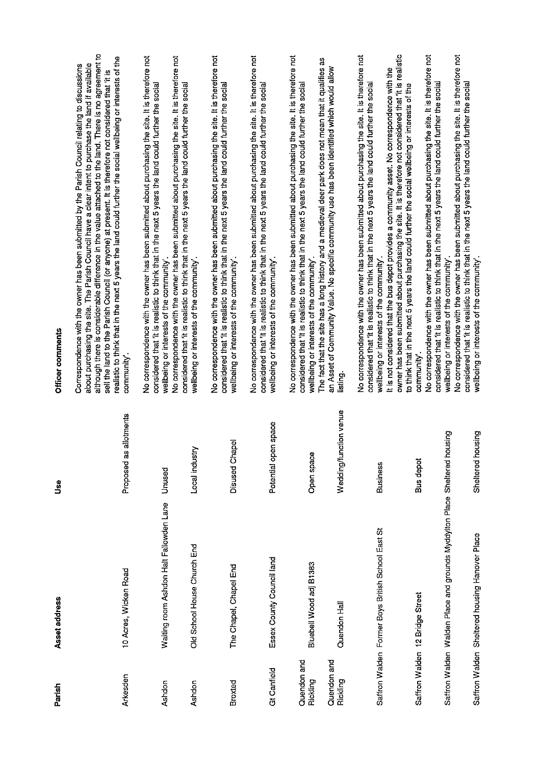| Parish | Asset address | Use | Officer comments |
|---|---|---|---|
| Arkesden | 10 Acres, Wicken Road | Proposed as allotments | Correspondence with the owner has been submitted by the Parish Council relating to discussions about purchasing the site. The Parish Council have a clear intent to purchase the land if available although there is considerable difference in the value attached to the land. There is no agreement to sell the land to the Parish Council (or anyone) at present. It is therefore not considered that 'it is realistic to think that in the next 5 years the land could further the social wellbeing or interests of the community'. |
| Ashdon | Waiting room Ashdon Halt Fallowden Lane | Unused | No correspondence with the owner has been submitted about purchasing the site. It is therefore not considered that 'it is realistic to think that in the next 5 years the land could further the social wellbeing or interests of the community'. |
| Ashdon | Old School House Church End | Local industry | No correspondence with the owner has been submitted about purchasing the site. It is therefore not considered that 'it is realistic to think that in the next 5 years the land could further the social wellbeing or interests of the community'. |
| Broxted | The Chapel, Chapel End | Disused Chapel | No correspondence with the owner has been submitted about purchasing the site. It is therefore not considered that 'it is realistic to think that in the next 5 years the land could further the social wellbeing or interests of the community'. |
| Gt Canfield | Essex County Council land | Potential open space | No correspondence with the owner has been submitted about purchasing the site. It is therefore not considered that 'it is realistic to think that in the next 5 years the land could further the social wellbeing or interests of the community'. |
| Quendon and Rickling | Bluebell Wood adj B1383 | Open space | No correspondence with the owner has been submitted about purchasing the site. It is therefore not considered that 'it is realistic to think that in the next 5 years the land could further the social wellbeing or interests of the community'. |
| Quendon and Rickling | Quendon Hall | Wedding/function venue | The fact that the site has a long history and a medieval deer park does not mean that it qualifies as an Asset of Community Value. No specific community use has been identified which would allow listing. |
| Saffron Walden | Former Boys British School East St | Business | No correspondence with the owner has been submitted about purchasing the site. It is therefore not considered that 'it is realistic to think that in the next 5 years the land could further the social wellbeing or interests of the community'. |
| Saffron Walden | 12 Bridge Street | Bus depot | It is not considered that the bus depot provides a community asset. No correspondence with the owner has been submitted about purchasing the site. It is therefore not considered that 'it is realistic to think that in the next 5 years the land could further the social wellbeing or interests of the community'. |
| Saffron Walden | Walden Place and grounds Myddylton Place | Sheltered housing | No correspondence with the owner has been submitted about purchasing the site. It is therefore not considered that 'it is realistic to think that in the next 5 years the land could further the social wellbeing or interests of the community'. |
| Saffron Walden | Sheltered housing Hanover Place | Sheltered housing | No correspondence with the owner has been submitted about purchasing the site. It is therefore not considered that 'it is realistic to think that in the next 5 years the land could further the social wellbeing or interests of the community'. |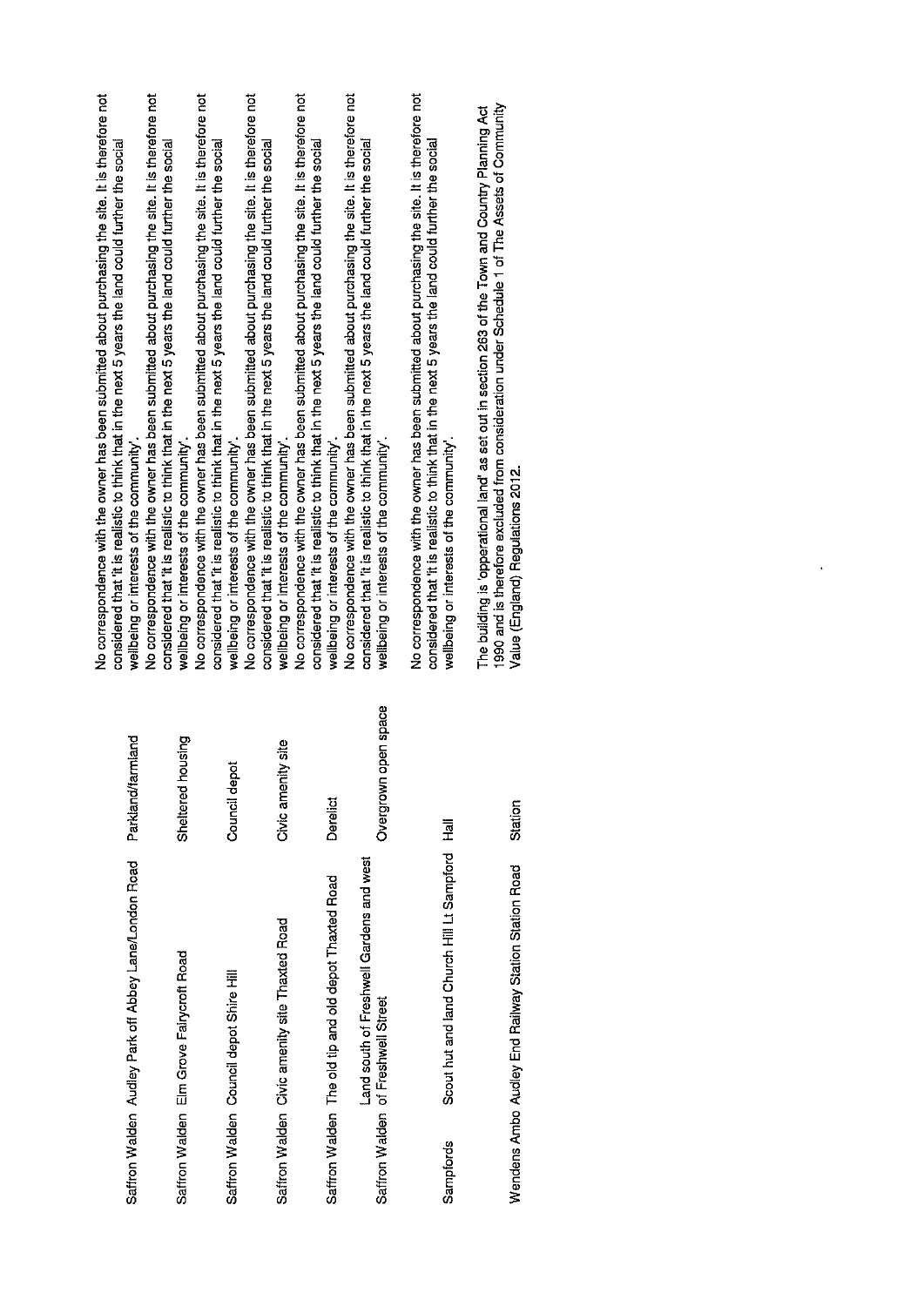| | | | |
|---|---|---|---|
| Saffron Walden | Audley Park off Abbey Lane/London Road | Parkland/farmland | No correspondence with the owner has been submitted about purchasing the site. It is therefore not considered that 'it is realistic to think that in the next 5 years the land could further the social wellbeing or interests of the community'. |
| Saffron Walden | Elm Grove Fairycroft Road | Sheltered housing | No correspondence with the owner has been submitted about purchasing the site. It is therefore not considered that 'it is realistic to think that in the next 5 years the land could further the social wellbeing or interests of the community'. |
| Saffron Walden | Council depot Shire Hill | Council depot | No correspondence with the owner has been submitted about purchasing the site. It is therefore not considered that 'it is realistic to think that in the next 5 years the land could further the social wellbeing or interests of the community'. |
| Saffron Walden | Civic amenity site Thaxted Road | Civic amenity site | No correspondence with the owner has been submitted about purchasing the site. It is therefore not considered that 'it is realistic to think that in the next 5 years the land could further the social wellbeing or interests of the community'. |
| Saffron Walden | The old tip and old depot Thaxted Road | Derelict | No correspondence with the owner has been submitted about purchasing the site. It is therefore not considered that 'it is realistic to think that in the next 5 years the land could further the social wellbeing or interests of the community'. |
| Saffron Walden | Land south of Freshwell Gardens and west of Freshwell Street | Overgrown open space | No correspondence with the owner has been submitted about purchasing the site. It is therefore not considered that 'it is realistic to think that in the next 5 years the land could further the social wellbeing or interests of the community'. |
| Sampfords | Scout hut and land Church Hill Lt Sampford | Hall | No correspondence with the owner has been submitted about purchasing the site. It is therefore not considered that 'it is realistic to think that in the next 5 years the land could further the social wellbeing or interests of the community'. |
| Wendens Ambo | Audley End Railway Station Station Road | Station | The building is 'opperational land' as set out in section 263 of the Town and Country Planning Act 1990 and is therefore excluded from consideration under Schedule 1 of The Assets of Community Value (England) Regulations 2012. |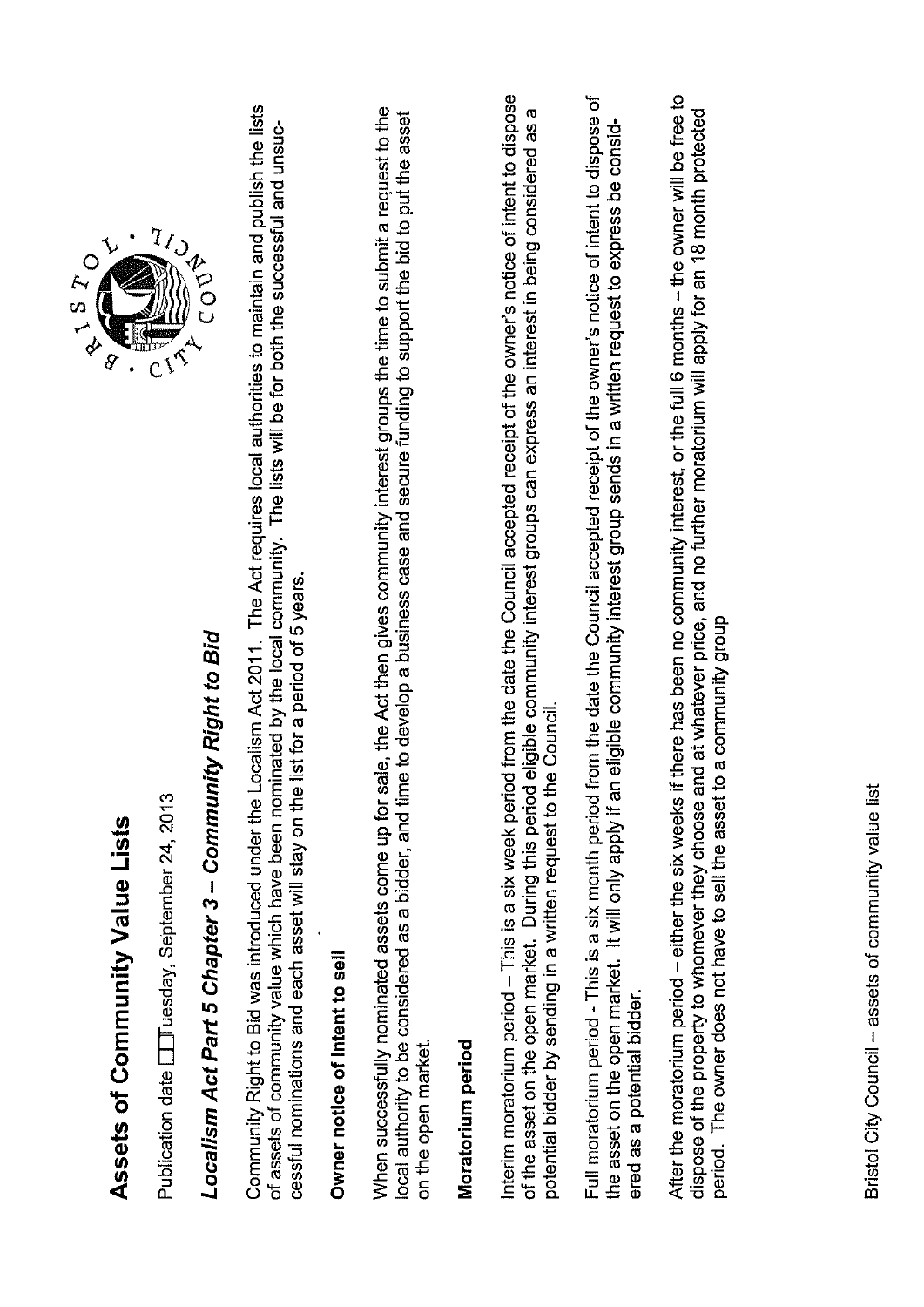# Assets of Community Value Lists

Publication date Tuesday, September 24, 2013

## *Localism Act Part 5 Chapter 3 – Community Right to Bid*

Community Right to Bid was introduced under the Localism Act 2011. The Act requires local authorities to maintain and publish the lists of assets of community value which have been nominated by the local community. The lists will be for both the successful and unsuccessful nominations and each asset will stay on the list for a period of 5 years.

### Owner notice of intent to sell

When successfully nominated assets come up for sale, the Act then gives community interest groups the time to submit a request to the local authority to be considered as a bidder, and time to develop a business case and secure funding to support the bid to put the asset on the open market.

### Moratorium period

Interim moratorium period – This is a six week period from the date the Council accepted receipt of the owner's notice of intent to dispose of the asset on the open market. During this period eligible community interest groups can express an interest in being considered as a potential bidder by sending in a written request to the Council.

Full moratorium period - This is a six month period from the date the Council accepted receipt of the owner's notice of intent to dispose of the asset on the open market. It will only apply if an eligible community interest group sends in a written request to express be considered as a potential bidder.

After the moratorium period – either the six weeks if there has been no community interest, or the full 6 months – the owner will be free to dispose of the property to whomever they choose and at whatever price, and no further moratorium will apply for an 18 month protected period. The owner does not have to sell the asset to a community group

Bristol City Council – assets of community value list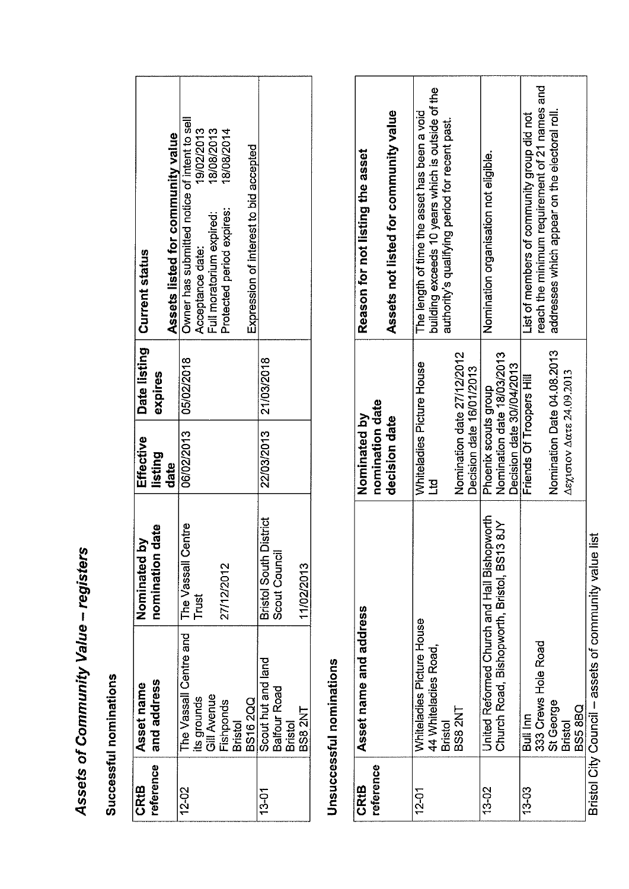# *Assets of Community Value – registers*

## Successful nominations

| CRtB reference | Asset name and address | Nominated by nomination date | Effective listing date | Date listing expires | Current status |
|---|---|---|---|---|---|
| | | | | | **Assets listed for community value** |
| 12-02 | The Vassall Centre and its grounds Gill Avenue Fishponds Bristol BS16 2QQ | The Vassall Centre Trust 27/12/2012 | 06/02/2013 | 05/02/2018 | Owner has submitted notice of intent to sell Acceptance date: 19/02/2013 Full moratorium expired: 18/08/2013 Protected period expires: 18/08/2014 Expression of interest to bid accepted |
| 13-01 | Scout hut and land Balfour Road Bristol BS8 2NT | Bristol South District Scout Council 11/02/2013 | 22/03/2013 | 21/03/2018 | |

## Unsuccessful nominations

| CRtB reference | Asset name and address | Nominated by nomination date decision date | Reason for not listing the asset |
|---|---|---|---|
| | | | **Assets not listed for community value** |
| 12-01 | Whiteladies Picture House 44 Whiteladies Road, Bristol BS8 2NT | Whiteladies Picture House Ltd Nomination date 27/12/2012 Decision date 16/01/2013 | The length of time the asset has been a void building exceeds 10 years which is outside of the authority's qualifying period for recent past. |
| 13-02 | United Reformed Church and Hall Bishopworth Church Road, Bishopworth, Bristol, BS13 8JY | Phoenix scouts group Nomination date 18/03/2013 Decision date 30/04/2013 | Nomination organisation not eligible. |
| 13-03 | Bull Inn 333 Crews Hole Road St George Bristol BS5 8BQ | Friends Of Troopers Hill Nomination Date 04.08.2013 Δεχισιον Δατε 24.09.2013 | List of members of community group did not reach the minimum requirement of 21 names and addresses which appear on the electoral roll. |

Bristol City Council – assets of community value list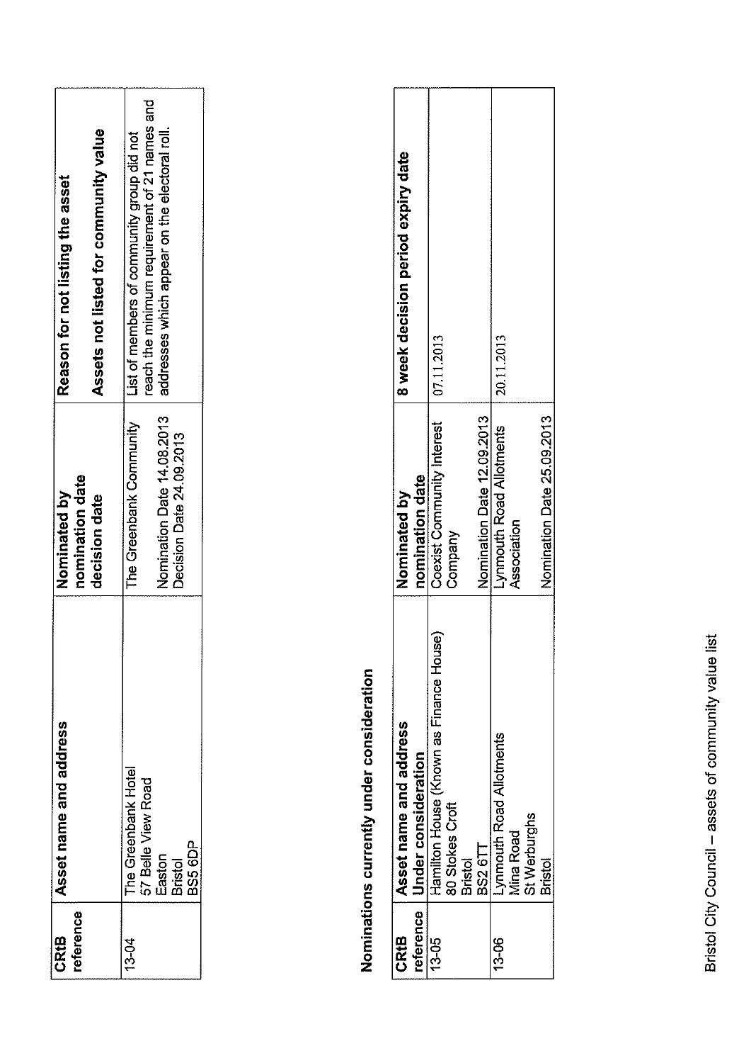| CRtB reference | Asset name and address | Nominated by<br>nomination date<br>decision date | Reason for not listing the asset<br><br>Assets not listed for community value |
|---|---|---|---|
| 13-04 | The Greenbank Hotel<br>57 Belle View Road<br>Easton<br>Bristol<br>BS5 6DP | The Greenbank Community<br><br>Nomination Date 14.08.2013<br>Decision Date 24.09.2013 | List of members of community group did not reach the minimum requirement of 21 names and addresses which appear on the electoral roll. |

## Nominations currently under consideration

| CRtB reference | Asset name and address<br>Under consideration | Nominated by<br>nomination date | 8 week decision period expiry date |
|---|---|---|---|
| 13-05 | Hamilton House (Known as Finance House)<br>80 Stokes Croft<br>Bristol<br>BS2 6TT | Coexist Community Interest Company<br><br>Nomination Date 12.09.2013 | 07.11.2013 |
| 13-06 | Lynmouth Road Allotments<br>Mina Road<br>St Werburghs<br>Bristol | Lynmouth Road Allotments Association<br><br>Nomination Date 25.09.2013 | 20.11.2013 |

Bristol City Council – assets of community value list